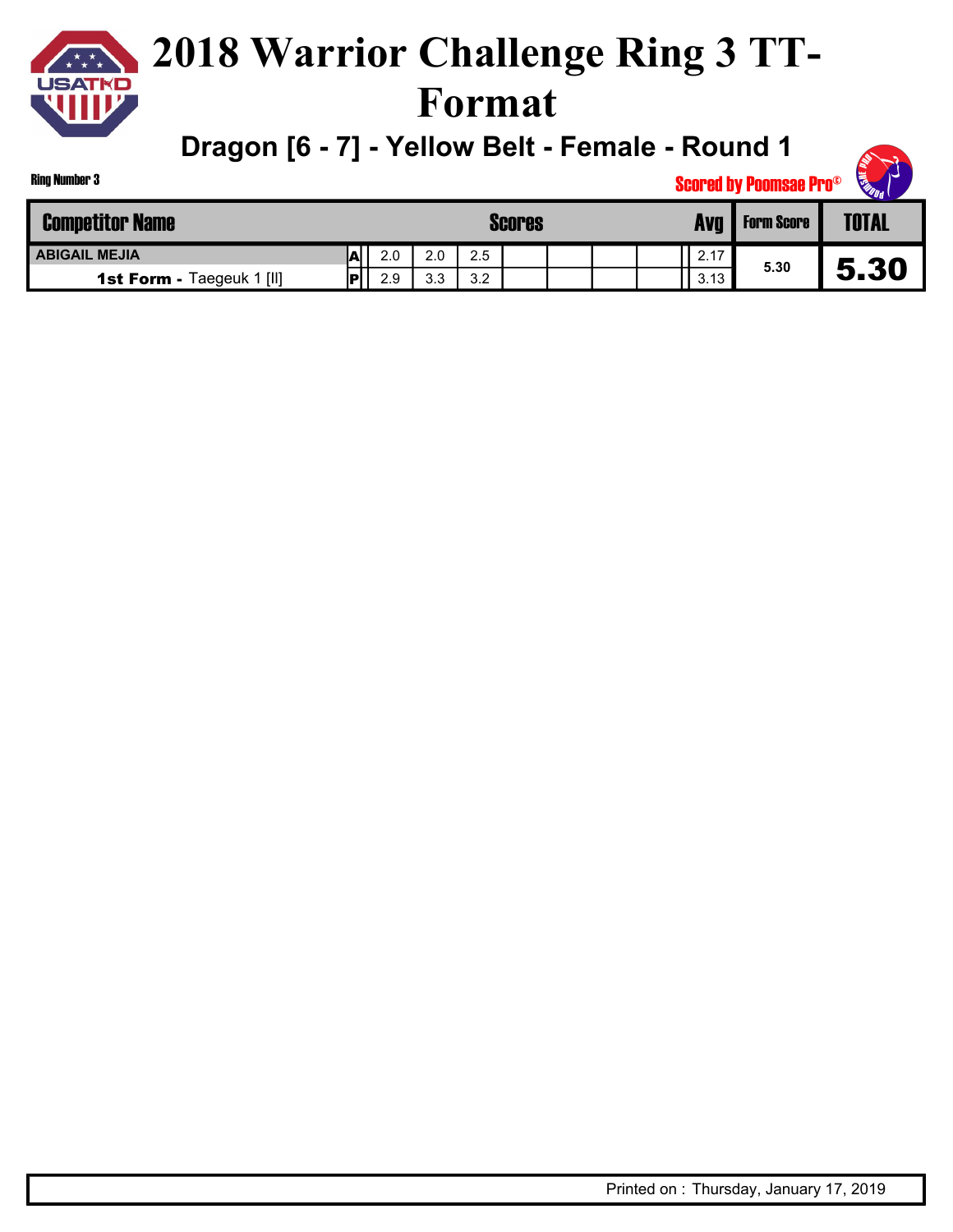# 2018 Warrior Challenge Ring 3 TT-Format

## Dragon [6 - 7] - Yellow Belt - Female - Round 1

Ring Number 3

Scored by Poomsae Pro©

| Competitor Name | | Scores | | | | | | | Avg | Form Score | TOTAL |
|---|---|---|---|---|---|---|---|---|---|---|---|
| ABIGAIL MEJIA | A | 2.0 | 2.0 | 2.5 | | | | | 2.17 | 5.30 | 5.30 |
| **1st Form -** Taegeuk 1 [II] | P | 2.9 | 3.3 | 3.2 | | | | | 3.13 | | |

Printed on : Thursday, January 17, 2019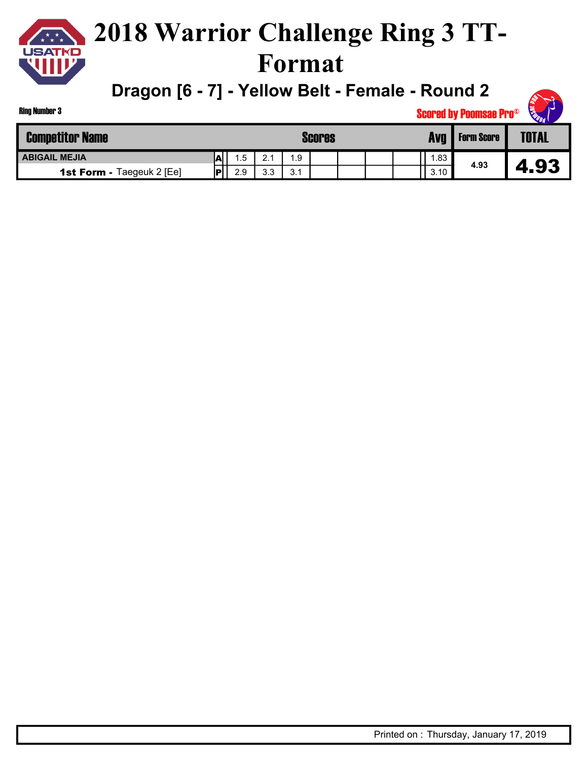# 2018 Warrior Challenge Ring 3 TT-Format

## Dragon [6 - 7] - Yellow Belt - Female - Round 2

Ring Number 3

Scored by Poomsae Pro©

| Competitor Name | | Scores | | | | | | | Avg | Form Score | TOTAL |
|---|---|---|---|---|---|---|---|---|---|---|---|
| ABIGAIL MEJIA | A | 1.5 | 2.1 | 1.9 | | | | | 1.83 | 4.93 | 4.93 |
| **1st Form -** Taegeuk 2 [Ee] | P | 2.9 | 3.3 | 3.1 | | | | | 3.10 | | |

Printed on : Thursday, January 17, 2019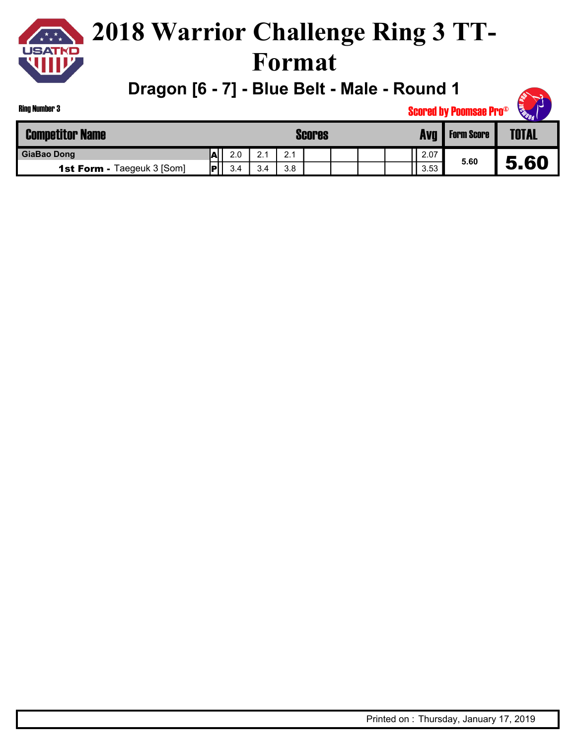# 2018 Warrior Challenge Ring 3 TT-Format

## Dragon [6 - 7] - Blue Belt - Male - Round 1

Ring Number 3

Scored by Poomsae Pro©

| Competitor Name | | Scores | | | | | | | Avg | Form Score | TOTAL |
|---|---|---|---|---|---|---|---|---|---|---|---|
| GiaBao Dong | A | 2.0 | 2.1 | 2.1 | | | | | 2.07 | 5.60 | 5.60 |
| **1st Form -** Taegeuk 3 [Som] | P | 3.4 | 3.4 | 3.8 | | | | | 3.53 | | |

Printed on : Thursday, January 17, 2019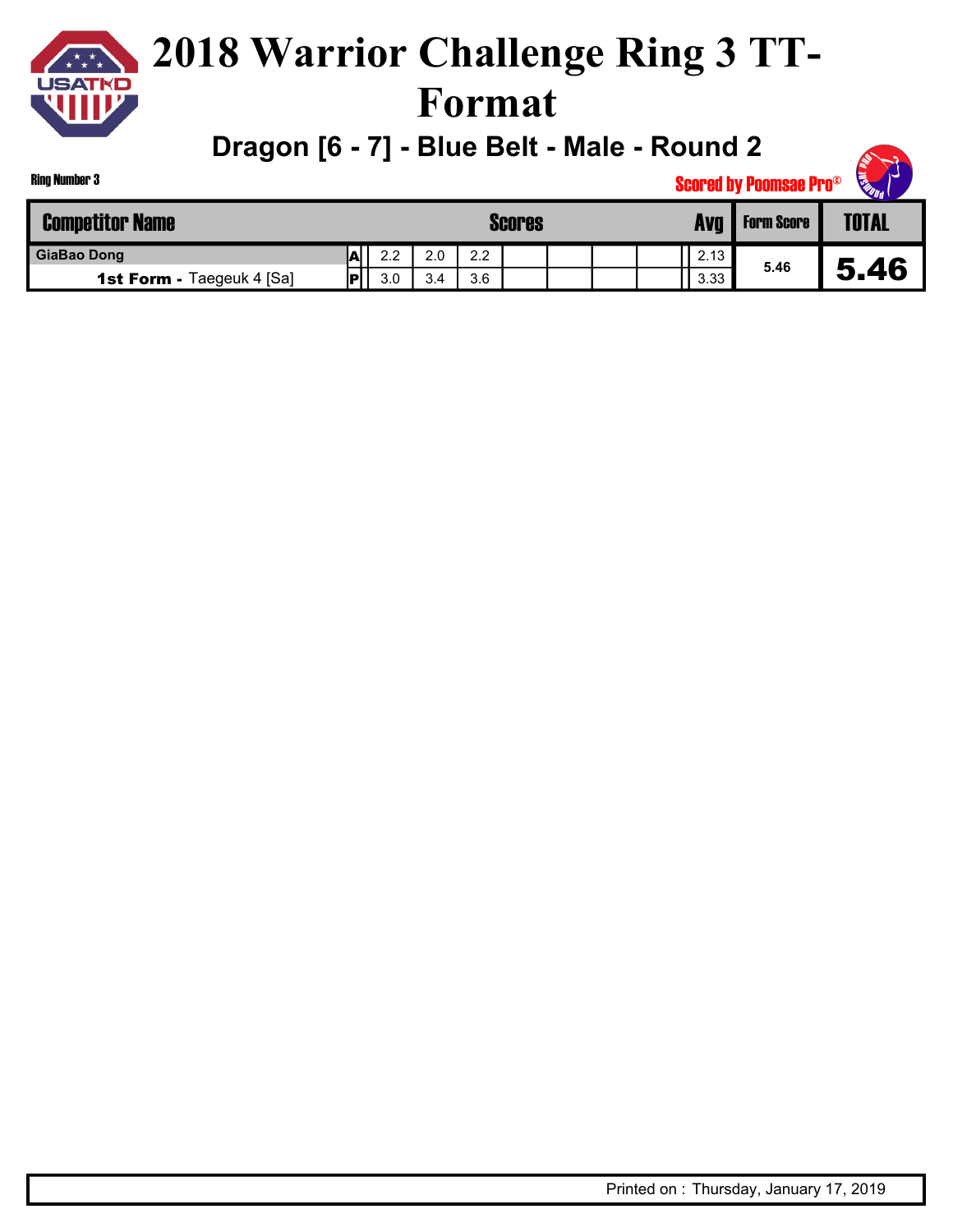# 2018 Warrior Challenge Ring 3 TT-Format

## Dragon [6 - 7] - Blue Belt - Male - Round 2

Ring Number 3

Scored by Poomsae Pro©

| Competitor Name | | Scores | | | | | | | Avg | Form Score | TOTAL |
|---|---|---|---|---|---|---|---|---|---|---|---|
| GiaBao Dong | A | 2.2 | 2.0 | 2.2 | | | | | 2.13 | 5.46 | 5.46 |
| **1st Form -** Taegeuk 4 [Sa] | P | 3.0 | 3.4 | 3.6 | | | | | 3.33 | | |

Printed on : Thursday, January 17, 2019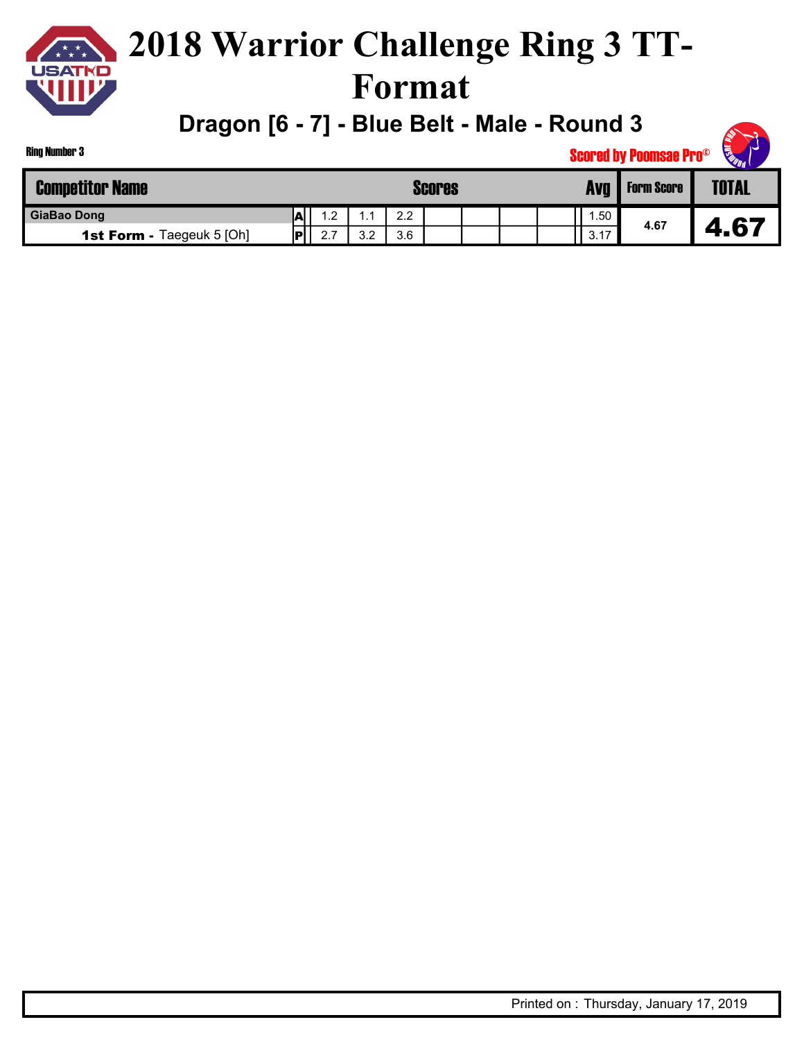# 2018 Warrior Challenge Ring 3 TT-Format

## Dragon [6 - 7] - Blue Belt - Male - Round 3

Ring Number 3

Scored by Poomsae Pro©

| Competitor Name | | Scores | | | | | | | Avg | Form Score | TOTAL |
|---|---|---|---|---|---|---|---|---|---|---|---|
| GiaBao Dong | A | 1.2 | 1.1 | 2.2 | | | | | 1.50 | 4.67 | 4.67 |
| **1st Form -** Taegeuk 5 [Oh] | P | 2.7 | 3.2 | 3.6 | | | | | 3.17 | | |

Printed on : Thursday, January 17, 2019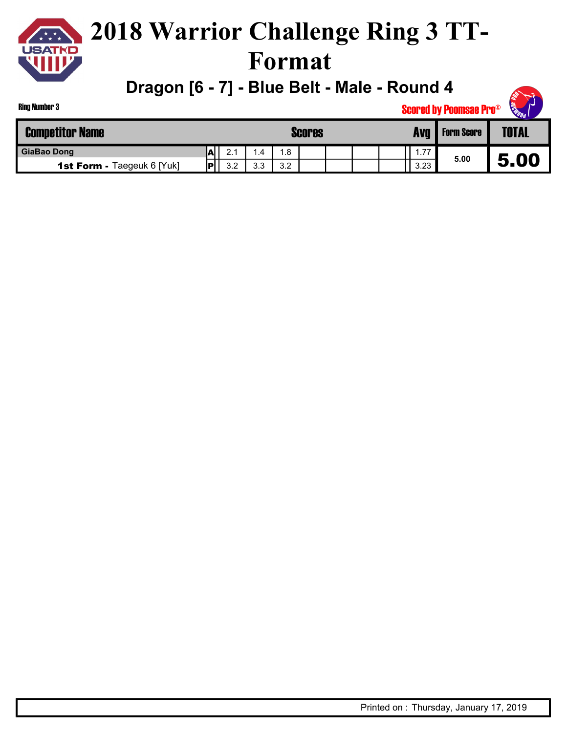# 2018 Warrior Challenge Ring 3 TT-Format

## Dragon [6 - 7] - Blue Belt - Male - Round 4

Ring Number 3

Scored by Poomsae Pro©

| Competitor Name | | Scores | | | | | | | Avg | Form Score | TOTAL |
|---|---|---|---|---|---|---|---|---|---|---|---|
| GiaBao Dong | A | 2.1 | 1.4 | 1.8 | | | | | 1.77 | 5.00 | 5.00 |
| **1st Form -** Taegeuk 6 [Yuk] | P | 3.2 | 3.3 | 3.2 | | | | | 3.23 | | |

Printed on : Thursday, January 17, 2019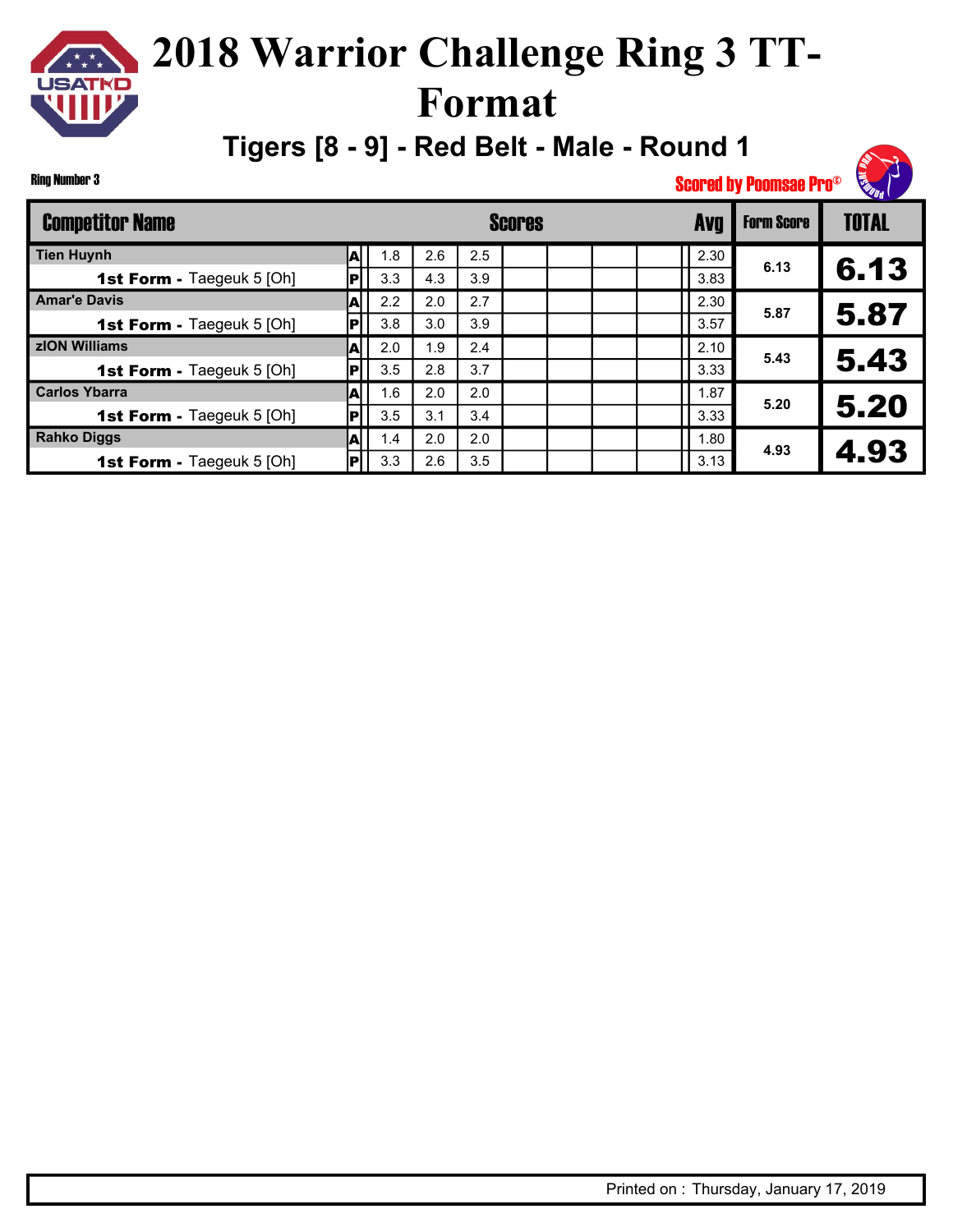# 2018 Warrior Challenge Ring 3 TT-Format

## Tigers [8 - 9] - Red Belt - Male - Round 1

Ring Number 3

Scored by Poomsae Pro©

| Competitor Name | | Scores | | | | | | | Avg | Form Score | TOTAL |
|---|---|---|---|---|---|---|---|---|---|---|---|
| **Tien Huynh** | A | 1.8 | 2.6 | 2.5 | | | | | 2.30 | 6.13 | 6.13 |
| **1st Form -** Taegeuk 5 [Oh] | P | 3.3 | 4.3 | 3.9 | | | | | 3.83 | | |
| **Amar'e Davis** | A | 2.2 | 2.0 | 2.7 | | | | | 2.30 | 5.87 | 5.87 |
| **1st Form -** Taegeuk 5 [Oh] | P | 3.8 | 3.0 | 3.9 | | | | | 3.57 | | |
| **zION Williams** | A | 2.0 | 1.9 | 2.4 | | | | | 2.10 | 5.43 | 5.43 |
| **1st Form -** Taegeuk 5 [Oh] | P | 3.5 | 2.8 | 3.7 | | | | | 3.33 | | |
| **Carlos Ybarra** | A | 1.6 | 2.0 | 2.0 | | | | | 1.87 | 5.20 | 5.20 |
| **1st Form -** Taegeuk 5 [Oh] | P | 3.5 | 3.1 | 3.4 | | | | | 3.33 | | |
| **Rahko Diggs** | A | 1.4 | 2.0 | 2.0 | | | | | 1.80 | 4.93 | 4.93 |
| **1st Form -** Taegeuk 5 [Oh] | P | 3.3 | 2.6 | 3.5 | | | | | 3.13 | | |

Printed on : Thursday, January 17, 2019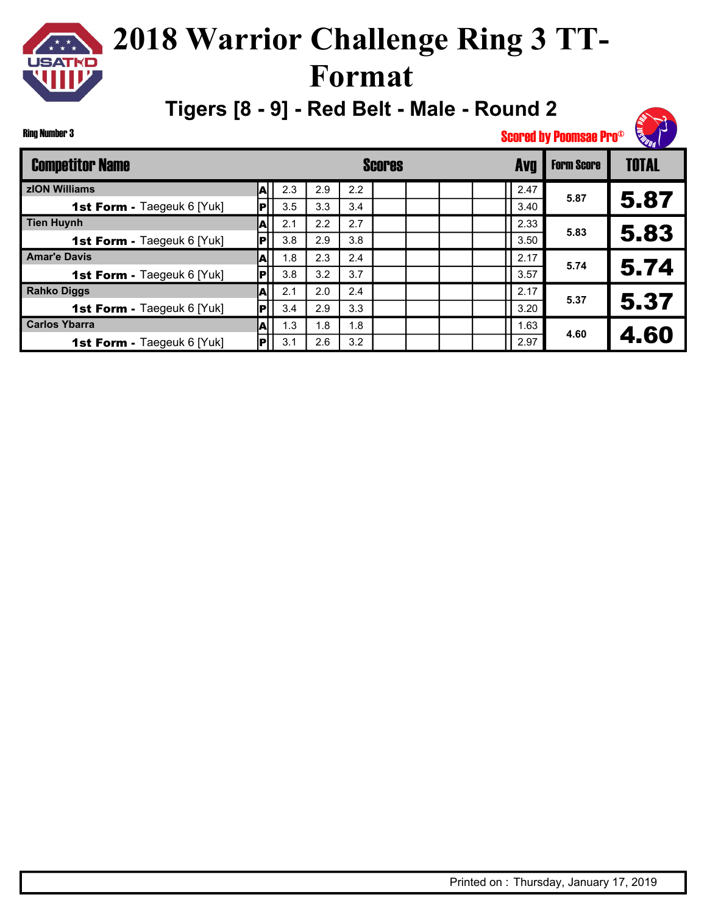# 2018 Warrior Challenge Ring 3 TT-Format

## Tigers [8 - 9] - Red Belt - Male - Round 2

Ring Number 3

Scored by Poomsae Pro©

| Competitor Name | | Scores | | | | | | | Avg | Form Score | TOTAL |
|---|---|---|---|---|---|---|---|---|---|---|---|
| zION Williams | A | 2.3 | 2.9 | 2.2 | | | | | 2.47 | 5.87 | 5.87 |
| **1st Form -** Taegeuk 6 [Yuk] | P | 3.5 | 3.3 | 3.4 | | | | | 3.40 | | |
| Tien Huynh | A | 2.1 | 2.2 | 2.7 | | | | | 2.33 | 5.83 | 5.83 |
| **1st Form -** Taegeuk 6 [Yuk] | P | 3.8 | 2.9 | 3.8 | | | | | 3.50 | | |
| Amar'e Davis | A | 1.8 | 2.3 | 2.4 | | | | | 2.17 | 5.74 | 5.74 |
| **1st Form -** Taegeuk 6 [Yuk] | P | 3.8 | 3.2 | 3.7 | | | | | 3.57 | | |
| Rahko Diggs | A | 2.1 | 2.0 | 2.4 | | | | | 2.17 | 5.37 | 5.37 |
| **1st Form -** Taegeuk 6 [Yuk] | P | 3.4 | 2.9 | 3.3 | | | | | 3.20 | | |
| Carlos Ybarra | A | 1.3 | 1.8 | 1.8 | | | | | 1.63 | 4.60 | 4.60 |
| **1st Form -** Taegeuk 6 [Yuk] | P | 3.1 | 2.6 | 3.2 | | | | | 2.97 | | |

Printed on : Thursday, January 17, 2019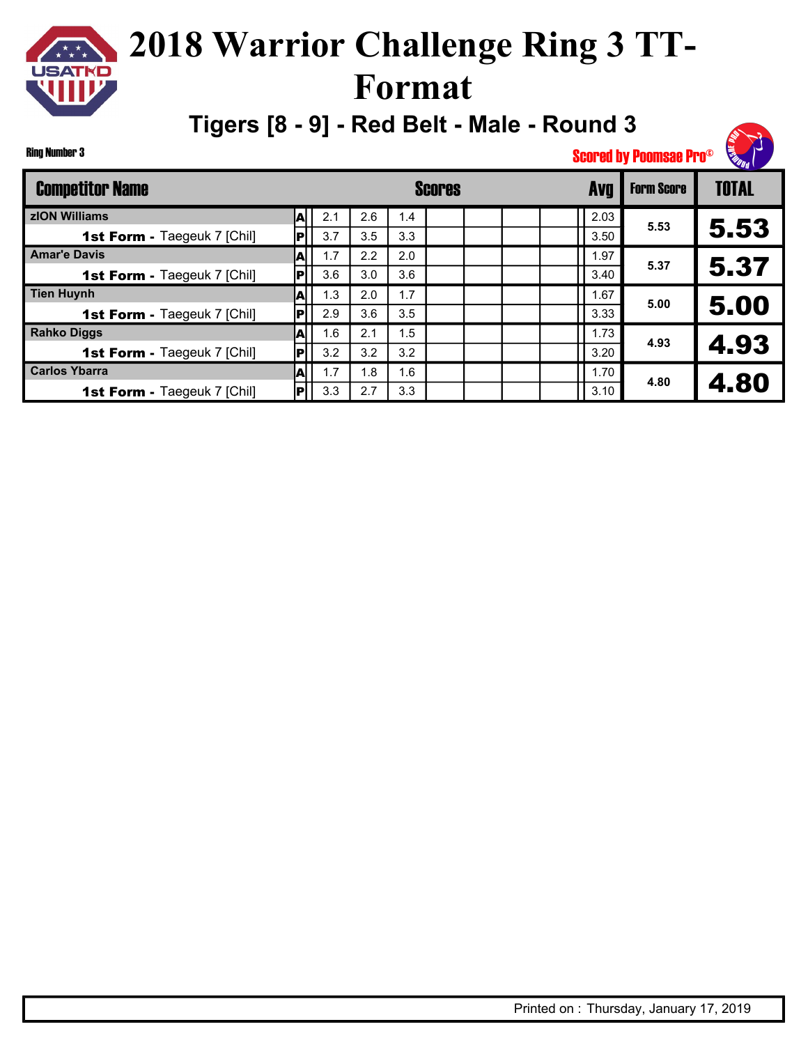# 2018 Warrior Challenge Ring 3 TT-Format

## Tigers [8 - 9] - Red Belt - Male - Round 3

Ring Number 3

Scored by Poomsae Pro©

| Competitor Name | | Scores | | | | | | | Avg | Form Score | TOTAL |
|---|---|---|---|---|---|---|---|---|---|---|---|
| zION Williams | A | 2.1 | 2.6 | 1.4 | | | | | 2.03 | 5.53 | 5.53 |
| **1st Form -** Taegeuk 7 [Chil] | P | 3.7 | 3.5 | 3.3 | | | | | 3.50 | | |
| Amar'e Davis | A | 1.7 | 2.2 | 2.0 | | | | | 1.97 | 5.37 | 5.37 |
| **1st Form -** Taegeuk 7 [Chil] | P | 3.6 | 3.0 | 3.6 | | | | | 3.40 | | |
| Tien Huynh | A | 1.3 | 2.0 | 1.7 | | | | | 1.67 | 5.00 | 5.00 |
| **1st Form -** Taegeuk 7 [Chil] | P | 2.9 | 3.6 | 3.5 | | | | | 3.33 | | |
| Rahko Diggs | A | 1.6 | 2.1 | 1.5 | | | | | 1.73 | 4.93 | 4.93 |
| **1st Form -** Taegeuk 7 [Chil] | P | 3.2 | 3.2 | 3.2 | | | | | 3.20 | | |
| Carlos Ybarra | A | 1.7 | 1.8 | 1.6 | | | | | 1.70 | 4.80 | 4.80 |
| **1st Form -** Taegeuk 7 [Chil] | P | 3.3 | 2.7 | 3.3 | | | | | 3.10 | | |

Printed on : Thursday, January 17, 2019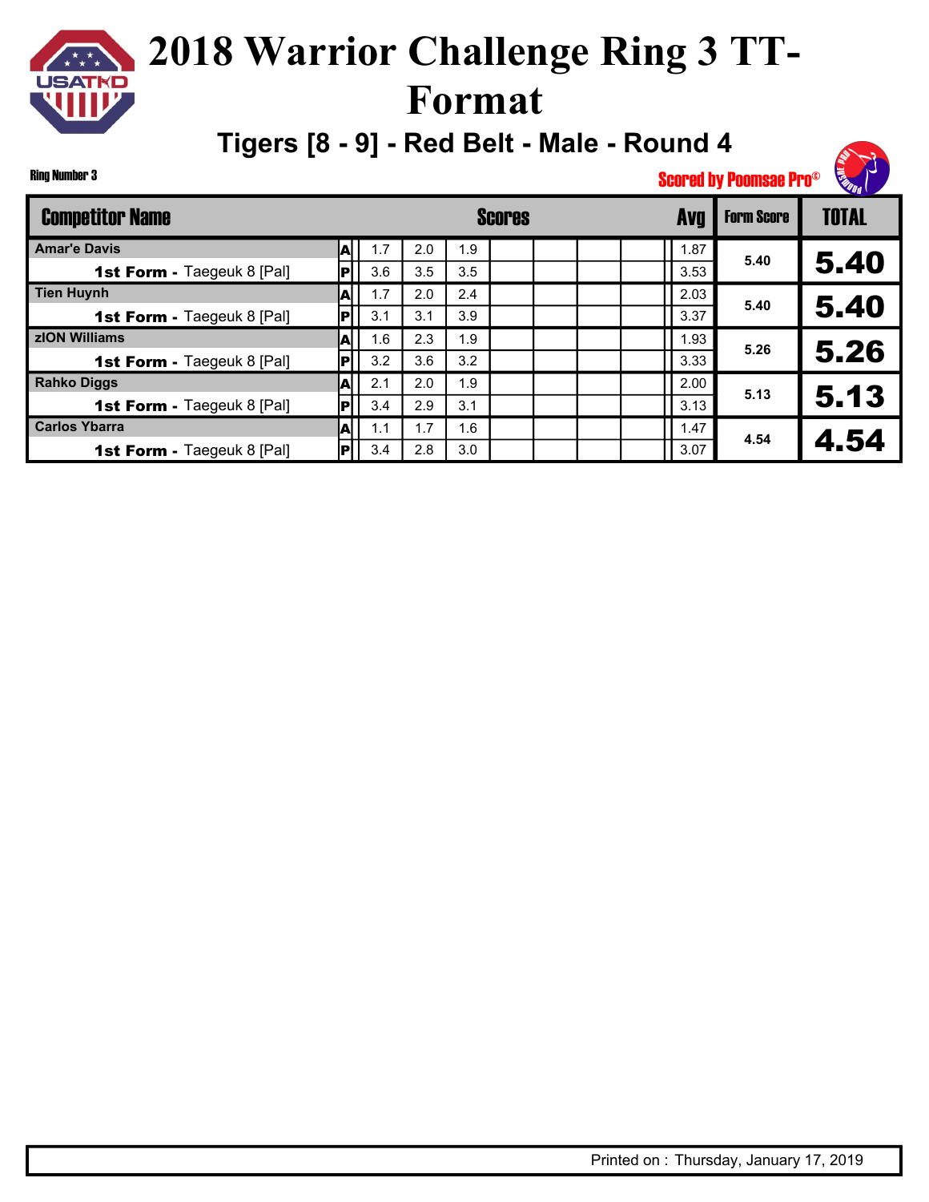# 2018 Warrior Challenge Ring 3 TT-Format

## Tigers [8 - 9] - Red Belt - Male - Round 4

Ring Number 3

Scored by Poomsae Pro©

| Competitor Name | | Scores | | | | | | | Avg | Form Score | TOTAL |
|---|---|---|---|---|---|---|---|---|---|---|---|
| Amar'e Davis | A | 1.7 | 2.0 | 1.9 | | | | | 1.87 | 5.40 | 5.40 |
| **1st Form -** Taegeuk 8 [Pal] | P | 3.6 | 3.5 | 3.5 | | | | | 3.53 | | |
| Tien Huynh | A | 1.7 | 2.0 | 2.4 | | | | | 2.03 | 5.40 | 5.40 |
| **1st Form -** Taegeuk 8 [Pal] | P | 3.1 | 3.1 | 3.9 | | | | | 3.37 | | |
| zION Williams | A | 1.6 | 2.3 | 1.9 | | | | | 1.93 | 5.26 | 5.26 |
| **1st Form -** Taegeuk 8 [Pal] | P | 3.2 | 3.6 | 3.2 | | | | | 3.33 | | |
| Rahko Diggs | A | 2.1 | 2.0 | 1.9 | | | | | 2.00 | 5.13 | 5.13 |
| **1st Form -** Taegeuk 8 [Pal] | P | 3.4 | 2.9 | 3.1 | | | | | 3.13 | | |
| Carlos Ybarra | A | 1.1 | 1.7 | 1.6 | | | | | 1.47 | 4.54 | 4.54 |
| **1st Form -** Taegeuk 8 [Pal] | P | 3.4 | 2.8 | 3.0 | | | | | 3.07 | | |

Printed on : Thursday, January 17, 2019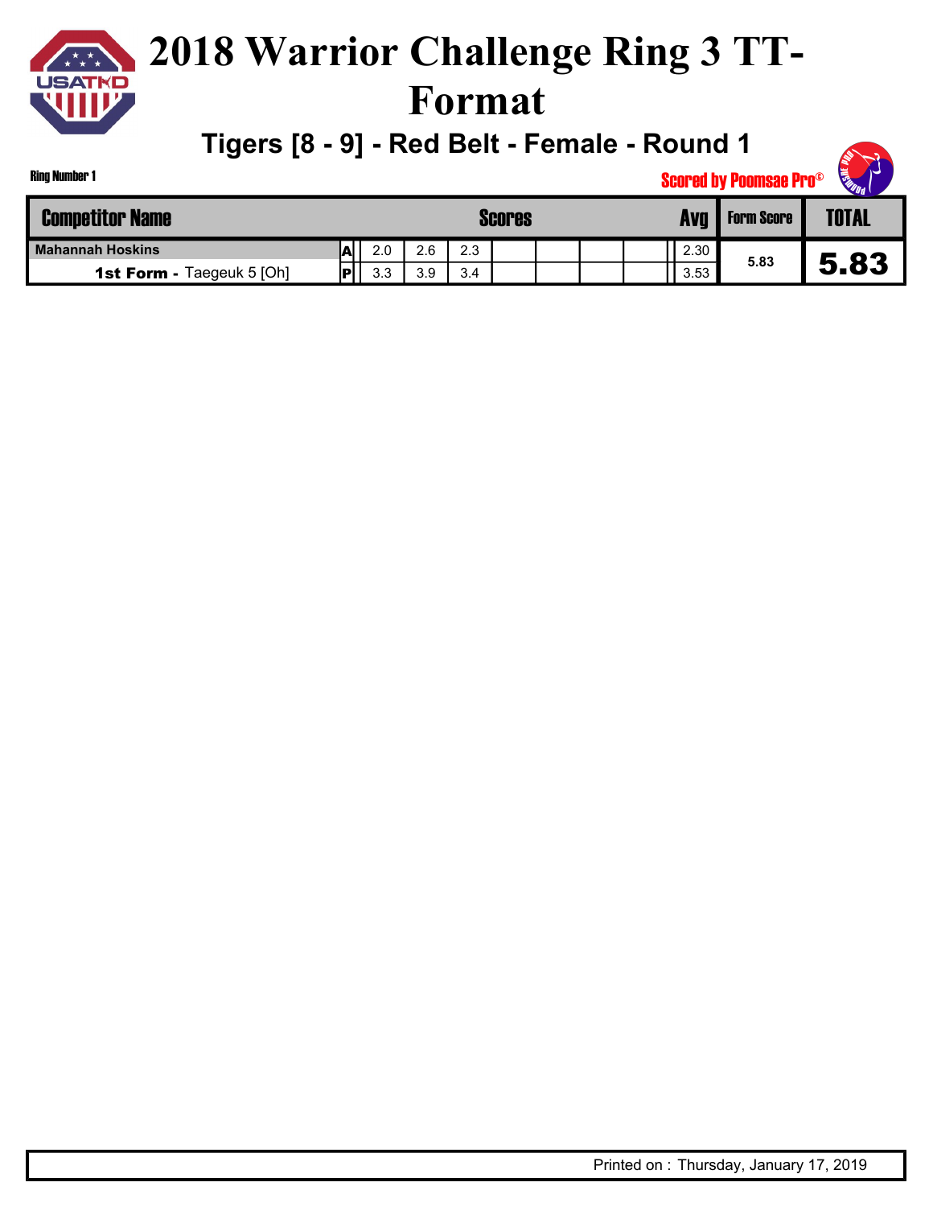# 2018 Warrior Challenge Ring 3 TT-Format

## Tigers [8 - 9] - Red Belt - Female - Round 1

Ring Number 1

Scored by Poomsae Pro©

| Competitor Name | | Scores | | | | | | | Avg | Form Score | TOTAL |
|---|---|---|---|---|---|---|---|---|---|---|---|
| Mahannah Hoskins | A | 2.0 | 2.6 | 2.3 | | | | | 2.30 | 5.83 | 5.83 |
| **1st Form -** Taegeuk 5 [Oh] | P | 3.3 | 3.9 | 3.4 | | | | | 3.53 | | |

Printed on : Thursday, January 17, 2019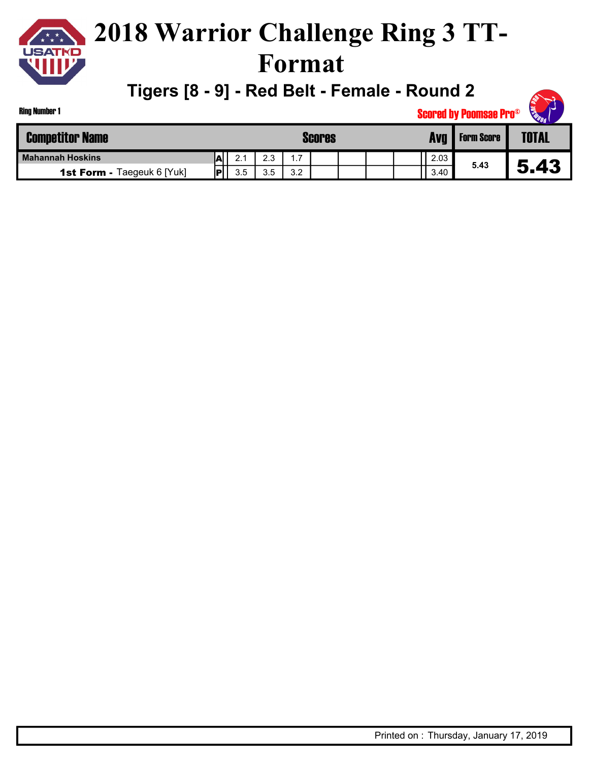# 2018 Warrior Challenge Ring 3 TT-Format

## Tigers [8 - 9] - Red Belt - Female - Round 2

Ring Number 1

Scored by Poomsae Pro©

| Competitor Name | | Scores | | | | | | | Avg | Form Score | TOTAL |
|---|---|---|---|---|---|---|---|---|---|---|---|
| **Mahannah Hoskins** | A | 2.1 | 2.3 | 1.7 | | | | | 2.03 | 5.43 | 5.43 |
| **1st Form -** Taegeuk 6 [Yuk] | P | 3.5 | 3.5 | 3.2 | | | | | 3.40 | | |

Printed on : Thursday, January 17, 2019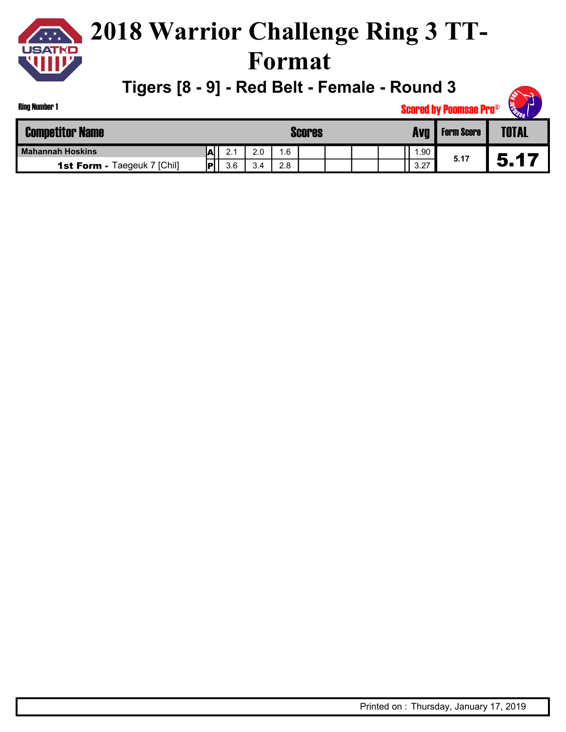# 2018 Warrior Challenge Ring 3 TT-Format

## Tigers [8 - 9] - Red Belt - Female - Round 3

Ring Number 1

Scored by Poomsae Pro©

| Competitor Name | | Scores | | | | | | | Avg | Form Score | TOTAL |
|---|---|---|---|---|---|---|---|---|---|---|---|
| Mahannah Hoskins | A | 2.1 | 2.0 | 1.6 | | | | | 1.90 | 5.17 | 5.17 |
| **1st Form -** Taegeuk 7 [Chil] | P | 3.6 | 3.4 | 2.8 | | | | | 3.27 | | |

Printed on : Thursday, January 17, 2019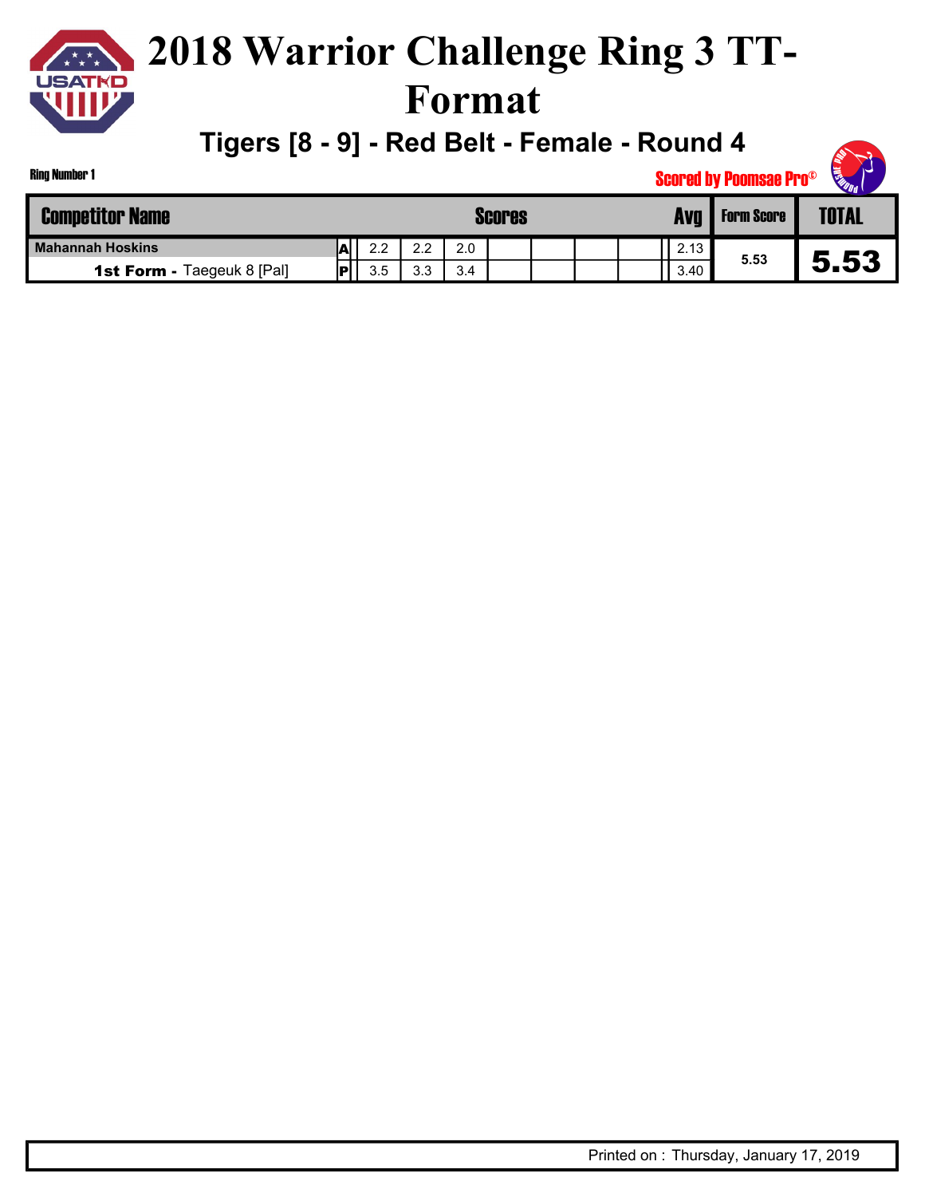# 2018 Warrior Challenge Ring 3 TT-Format

## Tigers [8 - 9] - Red Belt - Female - Round 4

Ring Number 1

Scored by Poomsae Pro©

| Competitor Name | | Scores | | | | | | | | Avg | Form Score | TOTAL |
|---|---|---|---|---|---|---|---|---|---|---|---|---|
| Mahannah Hoskins | A | 2.2 | 2.2 | 2.0 | | | | | | 2.13 | 5.53 | 5.53 |
| 1st Form - Taegeuk 8 [Pal] | P | 3.5 | 3.3 | 3.4 | | | | | | 3.40 | | |

Printed on : Thursday, January 17, 2019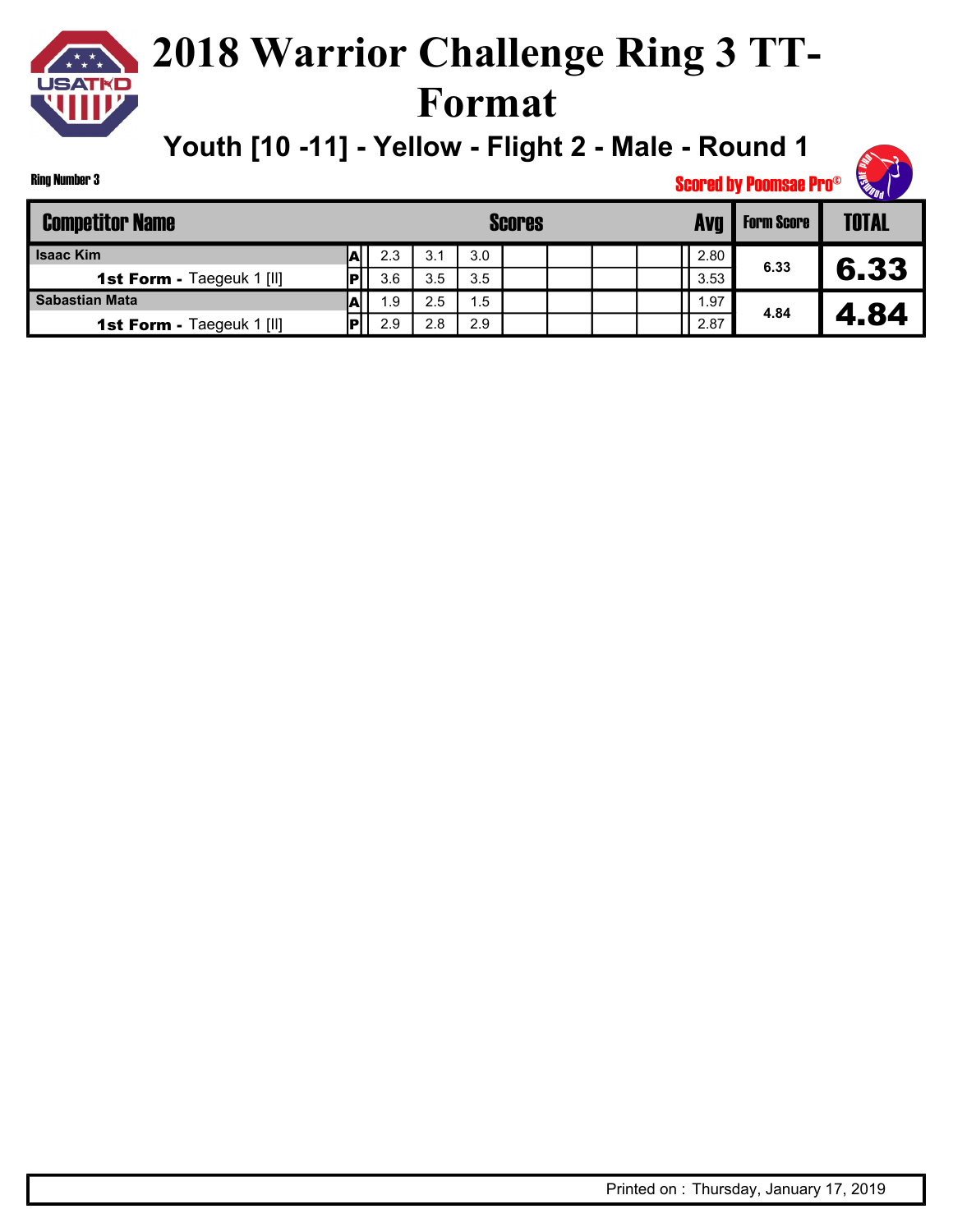# 2018 Warrior Challenge Ring 3 TT-Format

## Youth [10 -11] - Yellow - Flight 2 - Male - Round 1

Ring Number 3

Scored by Poomsae Pro©

| Competitor Name | | Scores | | | | | | | Avg | Form Score | TOTAL |
|---|---|---|---|---|---|---|---|---|---|---|---|
| Isaac Kim | A | 2.3 | 3.1 | 3.0 | | | | | 2.80 | 6.33 | 6.33 |
| **1st Form -** Taegeuk 1 [II] | P | 3.6 | 3.5 | 3.5 | | | | | 3.53 | | |
| Sabastian Mata | A | 1.9 | 2.5 | 1.5 | | | | | 1.97 | 4.84 | 4.84 |
| **1st Form -** Taegeuk 1 [II] | P | 2.9 | 2.8 | 2.9 | | | | | 2.87 | | |

Printed on : Thursday, January 17, 2019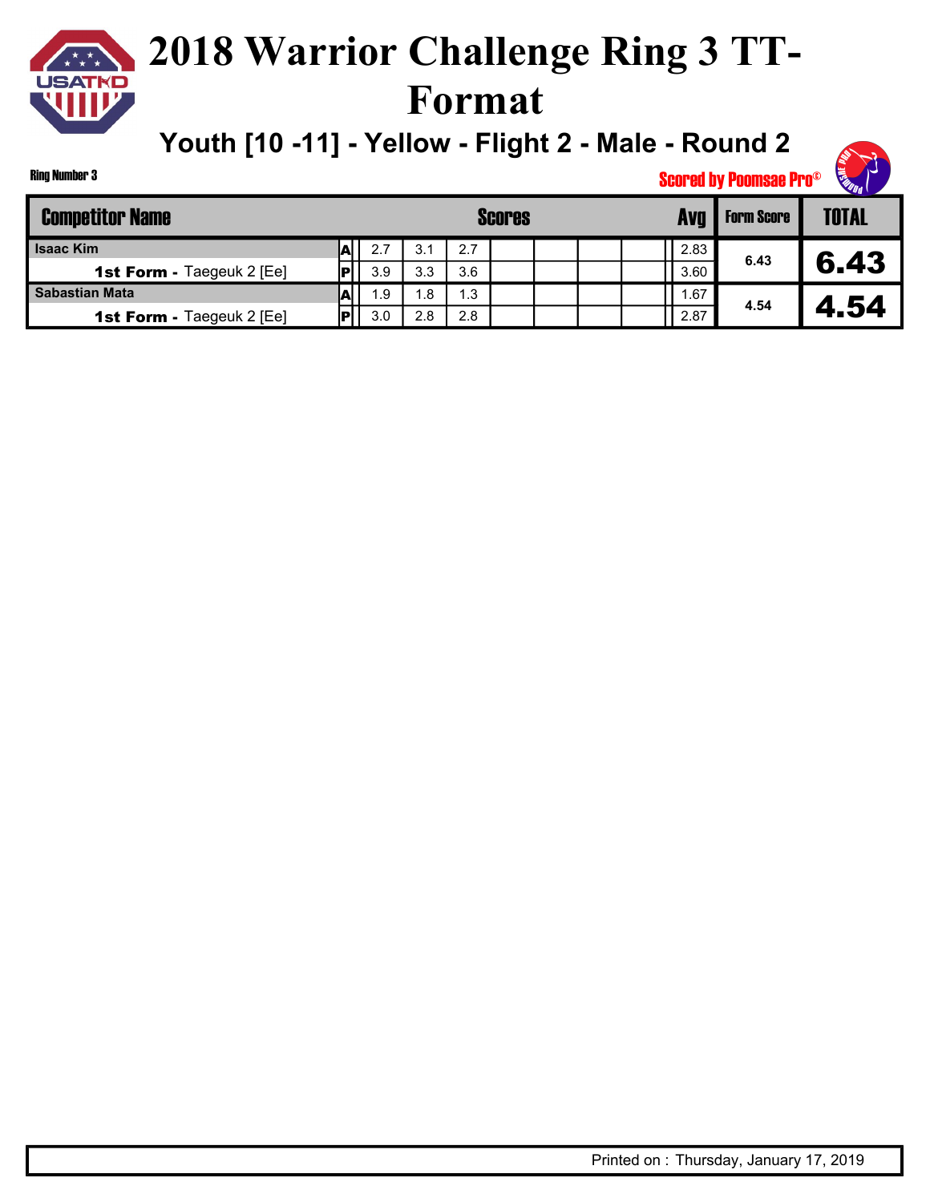# 2018 Warrior Challenge Ring 3 TT-Format

## Youth [10 -11] - Yellow - Flight 2 - Male - Round 2

Ring Number 3

Scored by Poomsae Pro©

| Competitor Name | | Scores | | | | | | | Avg | Form Score | TOTAL |
|---|---|---|---|---|---|---|---|---|---|---|---|
| Isaac Kim | A | 2.7 | 3.1 | 2.7 | | | | | 2.83 | 6.43 | 6.43 |
| **1st Form -** Taegeuk 2 [Ee] | P | 3.9 | 3.3 | 3.6 | | | | | 3.60 | | |
| Sabastian Mata | A | 1.9 | 1.8 | 1.3 | | | | | 1.67 | 4.54 | 4.54 |
| **1st Form -** Taegeuk 2 [Ee] | P | 3.0 | 2.8 | 2.8 | | | | | 2.87 | | |

Printed on : Thursday, January 17, 2019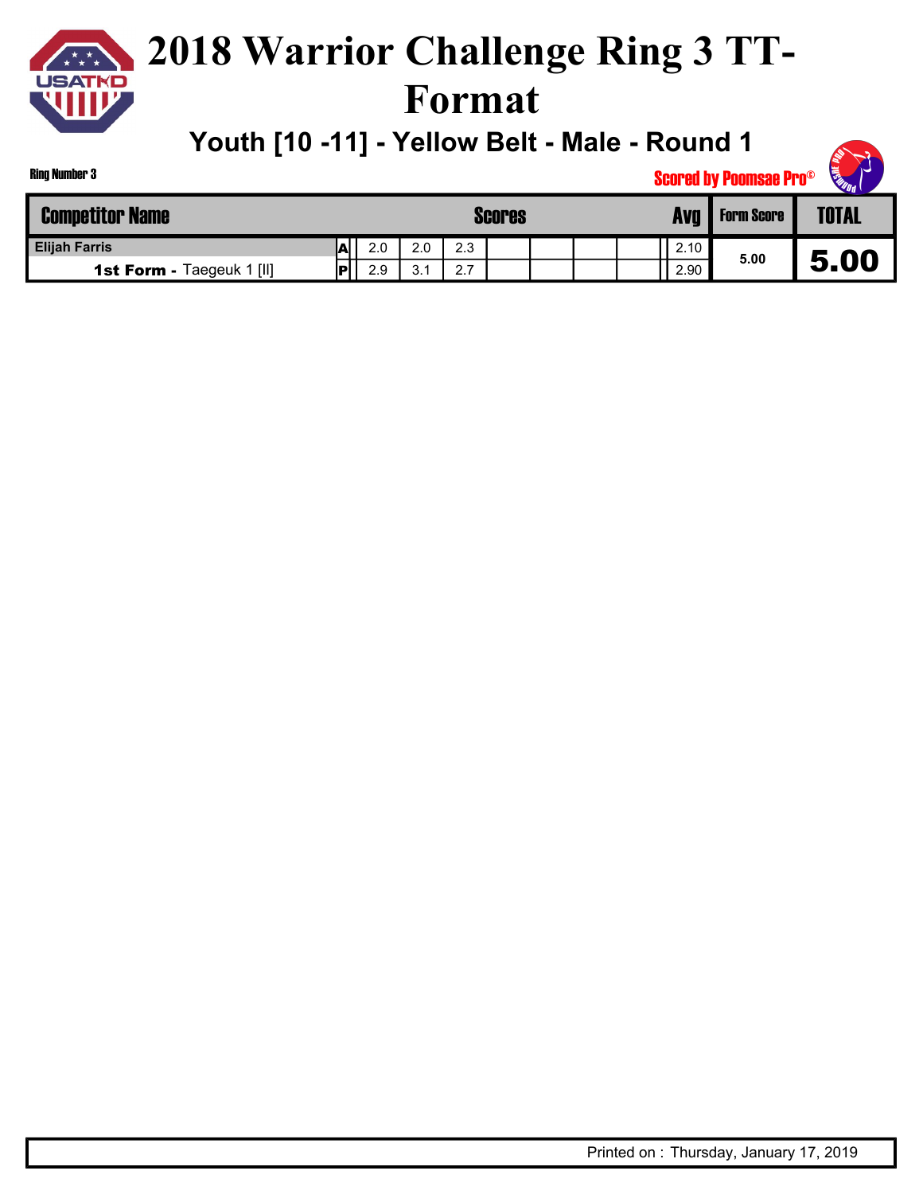# 2018 Warrior Challenge Ring 3 TT-Format

## Youth [10 -11] - Yellow Belt - Male - Round 1

Ring Number 3

Scored by Poomsae Pro©

| Competitor Name | | Scores | | | | | | | Avg | Form Score | TOTAL |
|---|---|---|---|---|---|---|---|---|---|---|---|
| **Elijah Farris** | A | 2.0 | 2.0 | 2.3 | | | | | 2.10 | 5.00 | 5.00 |
| **1st Form -** Taegeuk 1 [II] | P | 2.9 | 3.1 | 2.7 | | | | | 2.90 | | |

Printed on : Thursday, January 17, 2019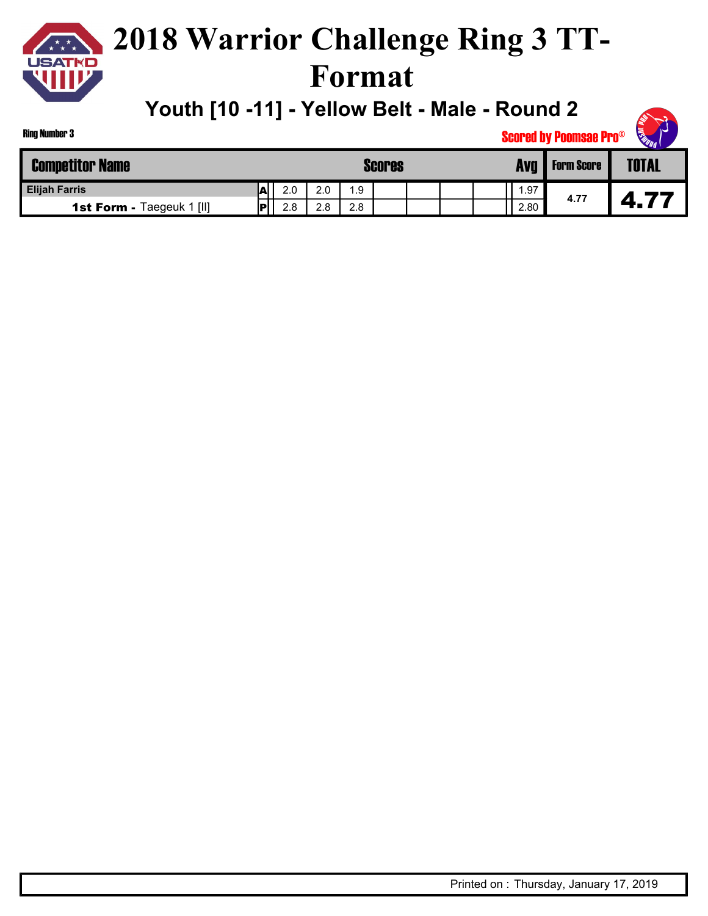# 2018 Warrior Challenge Ring 3 TT-Format

## Youth [10 -11] - Yellow Belt - Male - Round 2

Ring Number 3

Scored by Poomsae Pro©

| Competitor Name | | Scores | | | | | | | | Avg | Form Score | TOTAL |
|---|---|---|---|---|---|---|---|---|---|---|---|---|
| Elijah Farris | A | 2.0 | 2.0 | 1.9 | | | | | | 1.97 | 4.77 | 4.77 |
| **1st Form -** Taegeuk 1 [II] | P | 2.8 | 2.8 | 2.8 | | | | | | 2.80 | | |

Printed on : Thursday, January 17, 2019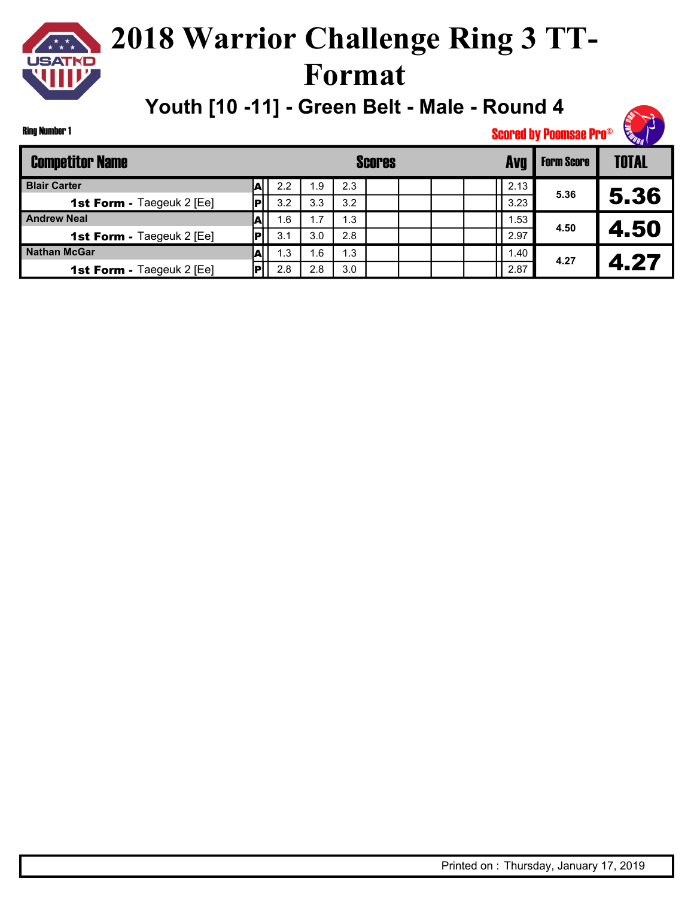# 2018 Warrior Challenge Ring 3 TT-Format

## Youth [10 -11] - Green Belt - Male - Round 4

Ring Number 1

Scored by Poomsae Pro©

| Competitor Name | | Scores | | | | | | | | Avg | Form Score | TOTAL |
|---|---|---|---|---|---|---|---|---|---|---|---|---|
| Blair Carter | A | 2.2 | 1.9 | 2.3 | | | | | | 2.13 | 5.36 | 5.36 |
| **1st Form -** Taegeuk 2 [Ee] | P | 3.2 | 3.3 | 3.2 | | | | | | 3.23 | | |
| Andrew Neal | A | 1.6 | 1.7 | 1.3 | | | | | | 1.53 | 4.50 | 4.50 |
| **1st Form -** Taegeuk 2 [Ee] | P | 3.1 | 3.0 | 2.8 | | | | | | 2.97 | | |
| Nathan McGar | A | 1.3 | 1.6 | 1.3 | | | | | | 1.40 | 4.27 | 4.27 |
| **1st Form -** Taegeuk 2 [Ee] | P | 2.8 | 2.8 | 3.0 | | | | | | 2.87 | | |

Printed on : Thursday, January 17, 2019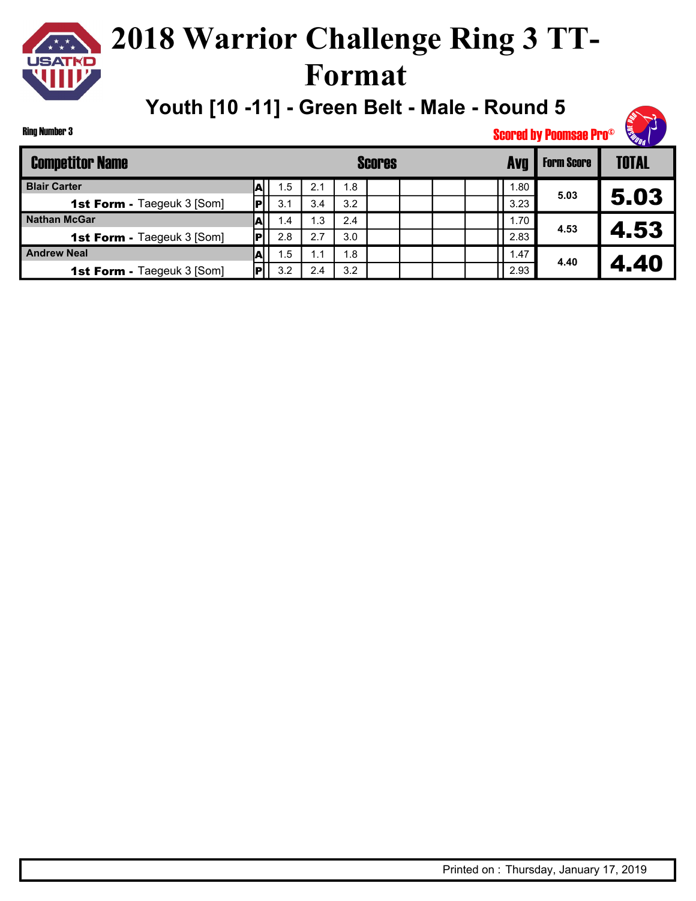# 2018 Warrior Challenge Ring 3 TT-Format

## Youth [10 -11] - Green Belt - Male - Round 5

Ring Number 3

Scored by Poomsae Pro©

| Competitor Name | | Scores | | | | | | | Avg | Form Score | TOTAL |
|---|---|---|---|---|---|---|---|---|---|---|---|
| **Blair Carter** | A | 1.5 | 2.1 | 1.8 | | | | | 1.80 | 5.03 | 5.03 |
| **1st Form -** Taegeuk 3 [Som] | P | 3.1 | 3.4 | 3.2 | | | | | 3.23 | | |
| **Nathan McGar** | A | 1.4 | 1.3 | 2.4 | | | | | 1.70 | 4.53 | 4.53 |
| **1st Form -** Taegeuk 3 [Som] | P | 2.8 | 2.7 | 3.0 | | | | | 2.83 | | |
| **Andrew Neal** | A | 1.5 | 1.1 | 1.8 | | | | | 1.47 | 4.40 | 4.40 |
| **1st Form -** Taegeuk 3 [Som] | P | 3.2 | 2.4 | 3.2 | | | | | 2.93 | | |

Printed on : Thursday, January 17, 2019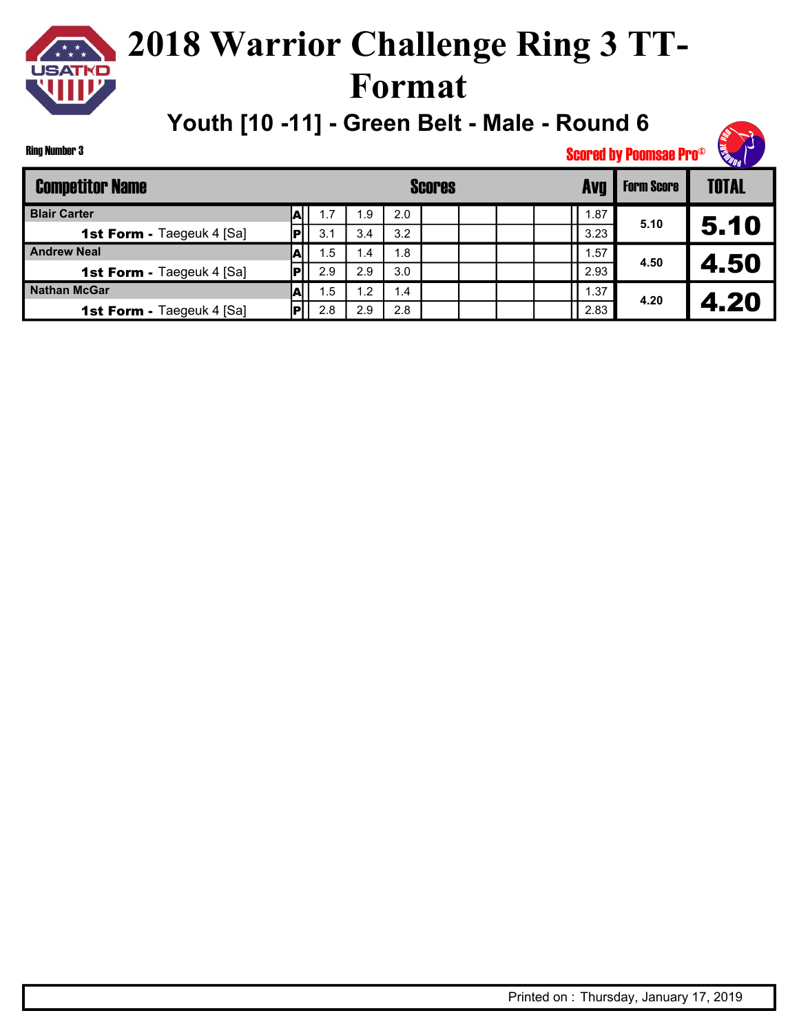# 2018 Warrior Challenge Ring 3 TT-Format

## Youth [10 -11] - Green Belt - Male - Round 6

Ring Number 3

Scored by Poomsae Pro©

| Competitor Name | | Scores | | | | | | | | Avg | Form Score | TOTAL |
|---|---|---|---|---|---|---|---|---|---|---|---|---|
| Blair Carter | A | 1.7 | 1.9 | 2.0 | | | | | | 1.87 | 5.10 | 5.10 |
| **1st Form -** Taegeuk 4 [Sa] | P | 3.1 | 3.4 | 3.2 | | | | | | 3.23 | | |
| Andrew Neal | A | 1.5 | 1.4 | 1.8 | | | | | | 1.57 | 4.50 | 4.50 |
| **1st Form -** Taegeuk 4 [Sa] | P | 2.9 | 2.9 | 3.0 | | | | | | 2.93 | | |
| Nathan McGar | A | 1.5 | 1.2 | 1.4 | | | | | | 1.37 | 4.20 | 4.20 |
| **1st Form -** Taegeuk 4 [Sa] | P | 2.8 | 2.9 | 2.8 | | | | | | 2.83 | | |

Printed on : Thursday, January 17, 2019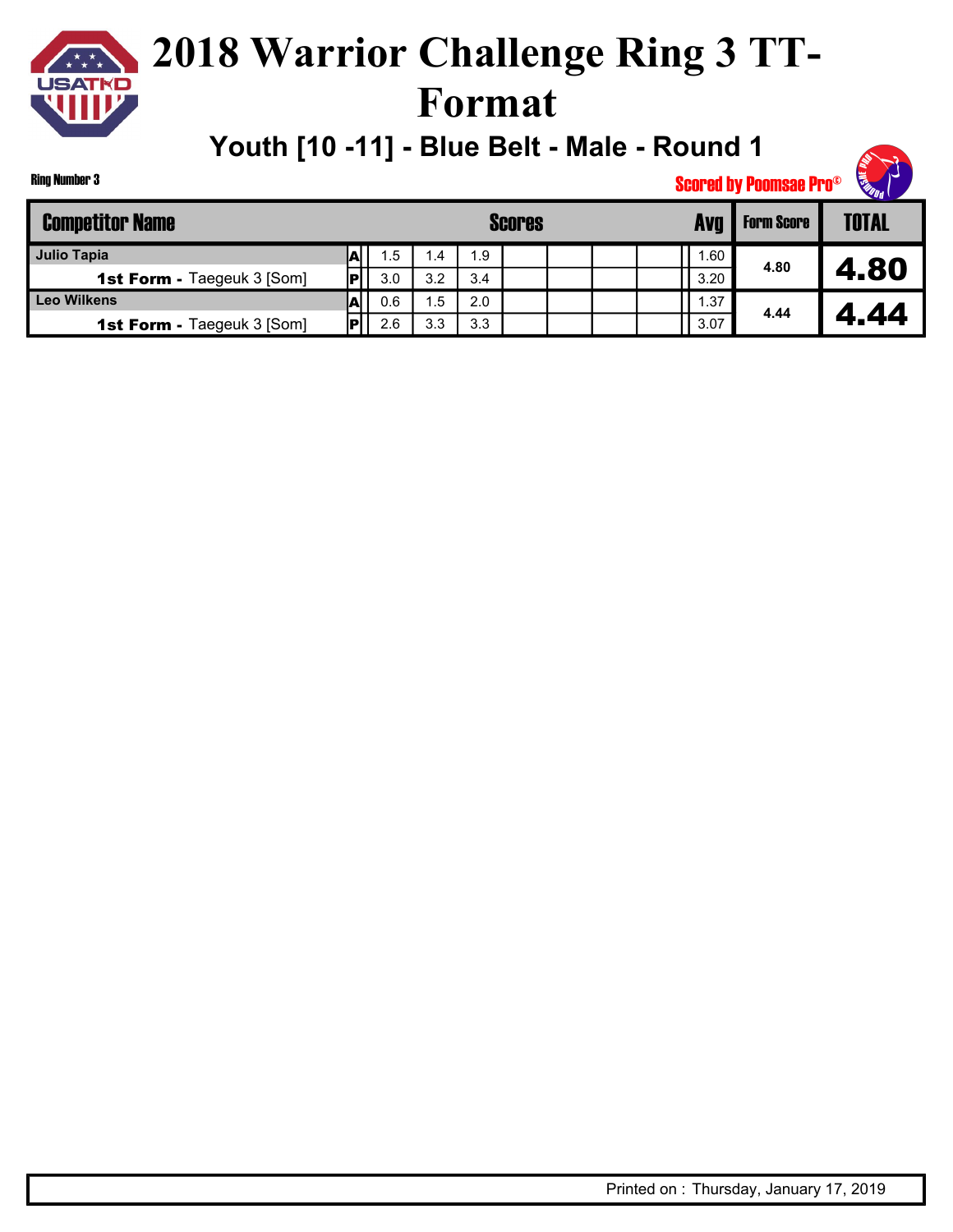# 2018 Warrior Challenge Ring 3 TT-Format

## Youth [10 -11] - Blue Belt - Male - Round 1

Ring Number 3

Scored by Poomsae Pro©

| Competitor Name | | Scores | | | | | | | | Avg | Form Score | TOTAL |
|---|---|---|---|---|---|---|---|---|---|---|---|---|
| **Julio Tapia** | A | 1.5 | 1.4 | 1.9 | | | | | | 1.60 | 4.80 | 4.80 |
| **1st Form -** Taegeuk 3 [Som] | P | 3.0 | 3.2 | 3.4 | | | | | | 3.20 | | |
| **Leo Wilkens** | A | 0.6 | 1.5 | 2.0 | | | | | | 1.37 | 4.44 | 4.44 |
| **1st Form -** Taegeuk 3 [Som] | P | 2.6 | 3.3 | 3.3 | | | | | | 3.07 | | |

Printed on : Thursday, January 17, 2019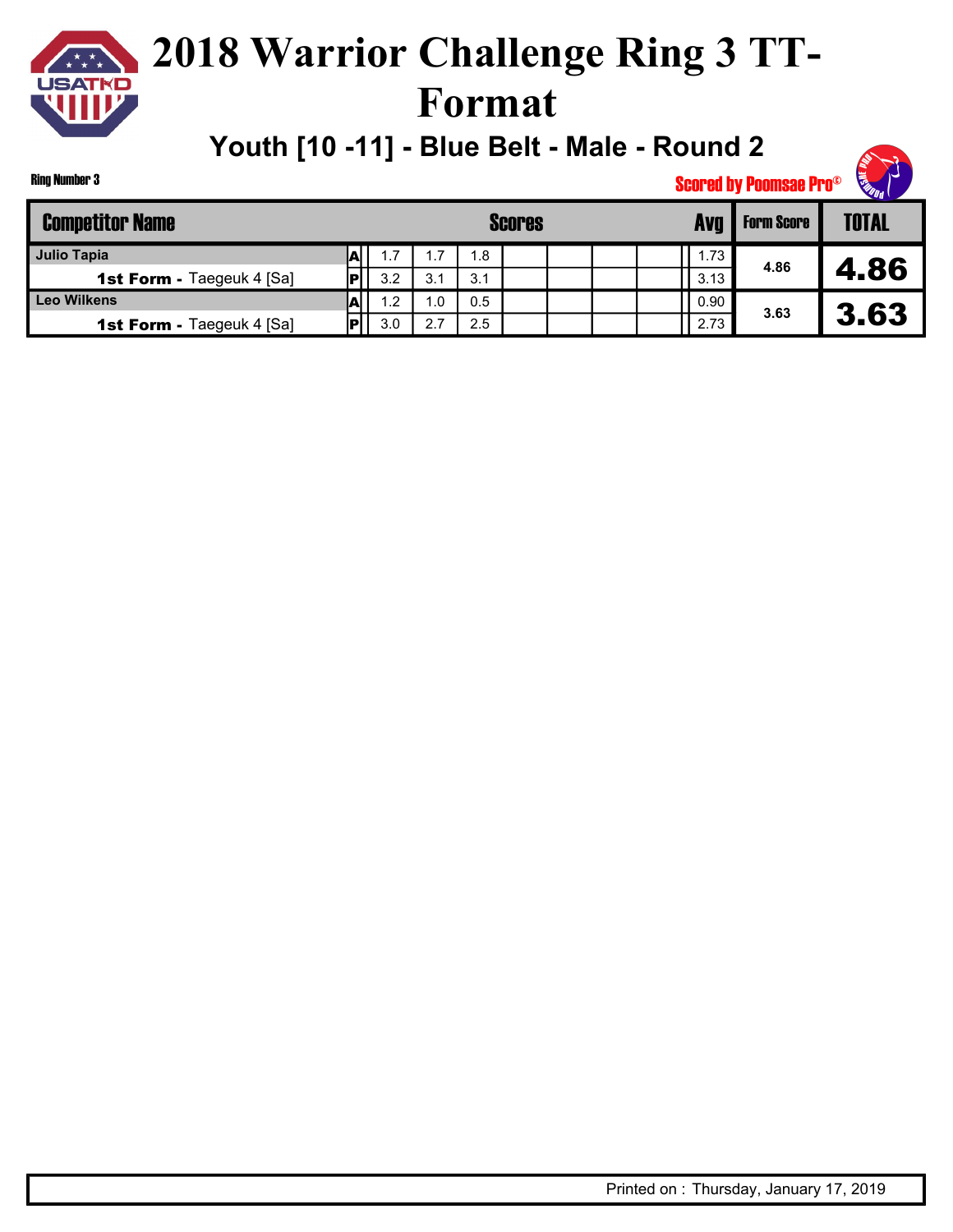# 2018 Warrior Challenge Ring 3 TT-Format

## Youth [10 -11] - Blue Belt - Male - Round 2

Ring Number 3

Scored by Poomsae Pro©

| Competitor Name | | Scores | | | | | | | | Avg | Form Score | TOTAL |
|---|---|---|---|---|---|---|---|---|---|---|---|---|
| **Julio Tapia** | A | 1.7 | 1.7 | 1.8 | | | | | | 1.73 | 4.86 | **4.86** |
| **1st Form -** Taegeuk 4 [Sa] | P | 3.2 | 3.1 | 3.1 | | | | | | 3.13 | | |
| **Leo Wilkens** | A | 1.2 | 1.0 | 0.5 | | | | | | 0.90 | 3.63 | **3.63** |
| **1st Form -** Taegeuk 4 [Sa] | P | 3.0 | 2.7 | 2.5 | | | | | | 2.73 | | |

Printed on : Thursday, January 17, 2019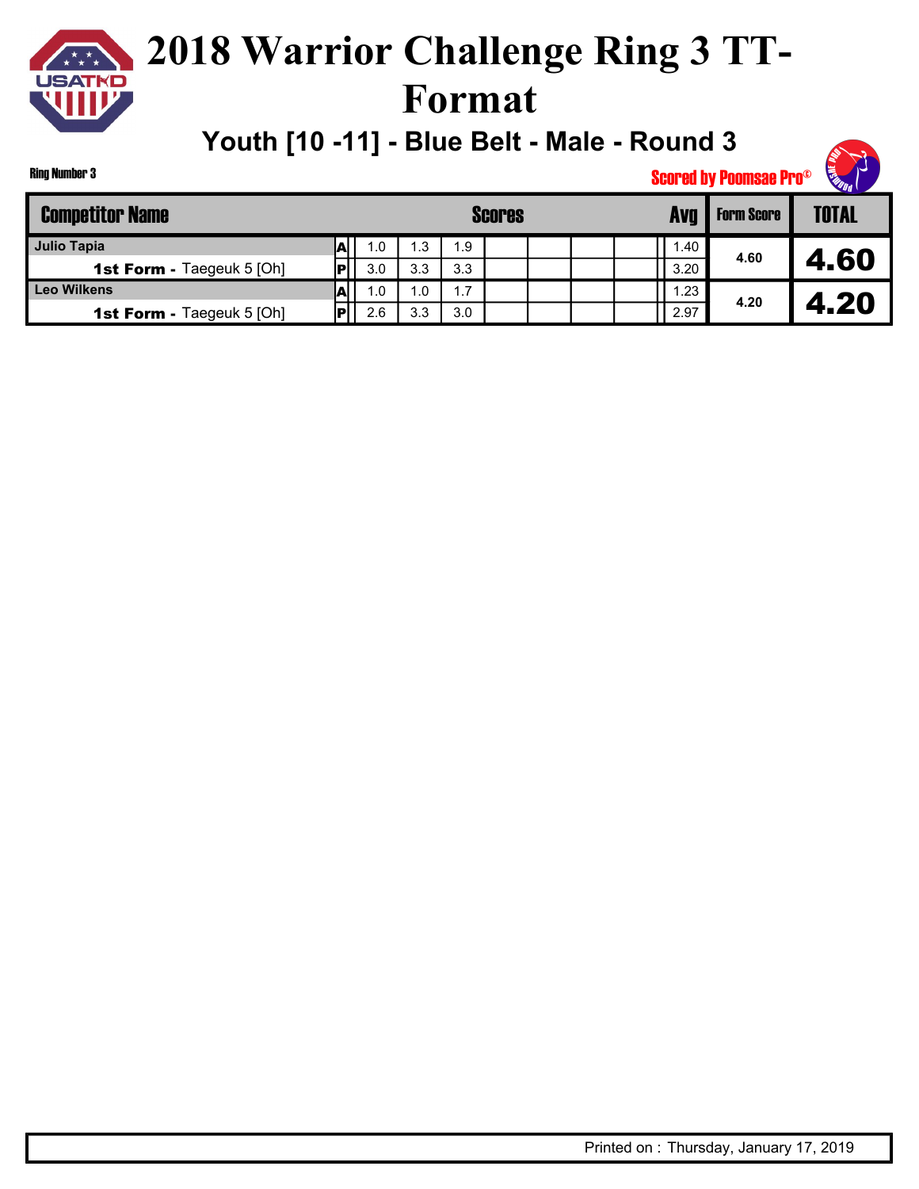# 2018 Warrior Challenge Ring 3 TT-Format

## Youth [10 -11] - Blue Belt - Male - Round 3

Ring Number 3

Scored by Poomsae Pro©

| Competitor Name | | Scores | | | | | | | | Avg | Form Score | TOTAL |
|---|---|---|---|---|---|---|---|---|---|---|---|---|
| **Julio Tapia** | A | 1.0 | 1.3 | 1.9 | | | | | | 1.40 | 4.60 | 4.60 |
| **1st Form -** Taegeuk 5 [Oh] | P | 3.0 | 3.3 | 3.3 | | | | | | 3.20 | | |
| **Leo Wilkens** | A | 1.0 | 1.0 | 1.7 | | | | | | 1.23 | 4.20 | 4.20 |
| **1st Form -** Taegeuk 5 [Oh] | P | 2.6 | 3.3 | 3.0 | | | | | | 2.97 | | |

Printed on : Thursday, January 17, 2019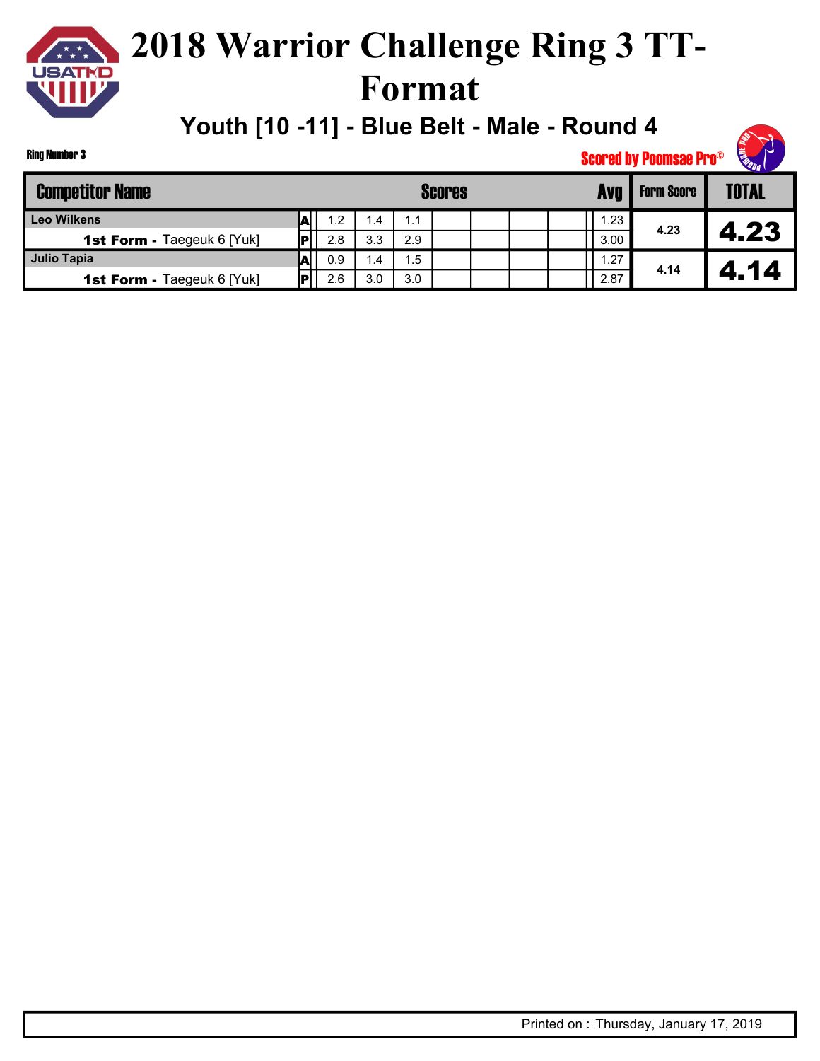# 2018 Warrior Challenge Ring 3 TT-Format

## Youth [10 -11] - Blue Belt - Male - Round 4

Ring Number 3

Scored by Poomsae Pro©

| Competitor Name | | Scores | | | | | | | Avg | Form Score | TOTAL |
|---|---|---|---|---|---|---|---|---|---|---|---|
| Leo Wilkens | A | 1.2 | 1.4 | 1.1 | | | | | 1.23 | 4.23 | 4.23 |
| **1st Form -** Taegeuk 6 [Yuk] | P | 2.8 | 3.3 | 2.9 | | | | | 3.00 | | |
| Julio Tapia | A | 0.9 | 1.4 | 1.5 | | | | | 1.27 | 4.14 | 4.14 |
| **1st Form -** Taegeuk 6 [Yuk] | P | 2.6 | 3.0 | 3.0 | | | | | 2.87 | | |

Printed on : Thursday, January 17, 2019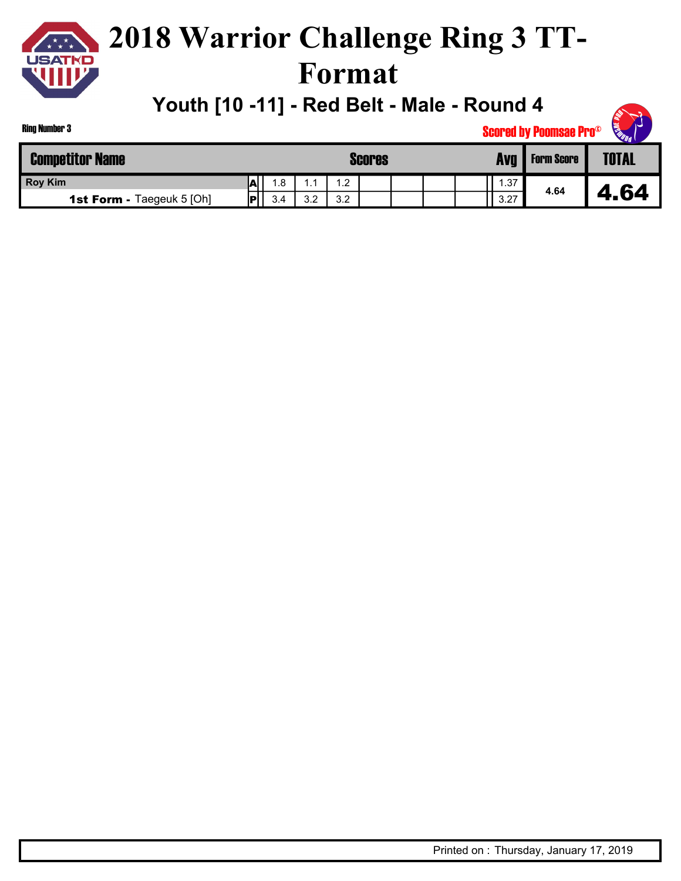# 2018 Warrior Challenge Ring 3 TT-Format

## Youth [10 -11] - Red Belt - Male - Round 4

Ring Number 3

Scored by Poomsae Pro©

| Competitor Name | | Scores | | | | | | | Avg | Form Score | TOTAL |
|---|---|---|---|---|---|---|---|---|---|---|---|
| Roy Kim | A | 1.8 | 1.1 | 1.2 | | | | | 1.37 | 4.64 | 4.64 |
| **1st Form -** Taegeuk 5 [Oh] | P | 3.4 | 3.2 | 3.2 | | | | | 3.27 | | |

Printed on : Thursday, January 17, 2019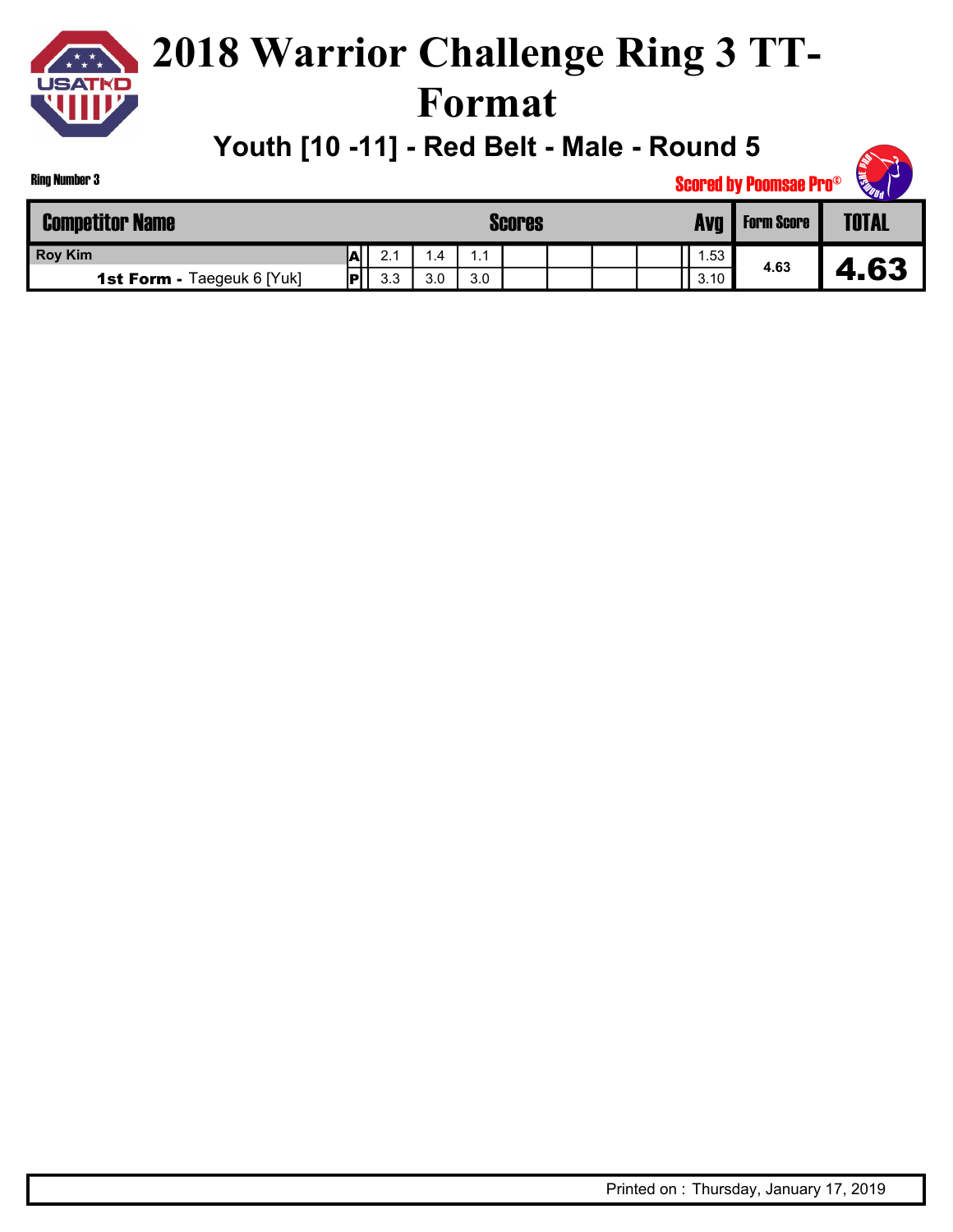# 2018 Warrior Challenge Ring 3 TT-Format

## Youth [10 -11] - Red Belt - Male - Round 5

Ring Number 3

Scored by Poomsae Pro©

| Competitor Name | | Scores | | | | | | | Avg | Form Score | TOTAL |
|---|---|---|---|---|---|---|---|---|---|---|---|
| **Roy Kim** | A | 2.1 | 1.4 | 1.1 | | | | | 1.53 | 4.63 | **4.63** |
| **1st Form -** Taegeuk 6 [Yuk] | P | 3.3 | 3.0 | 3.0 | | | | | 3.10 | | |

Printed on : Thursday, January 17, 2019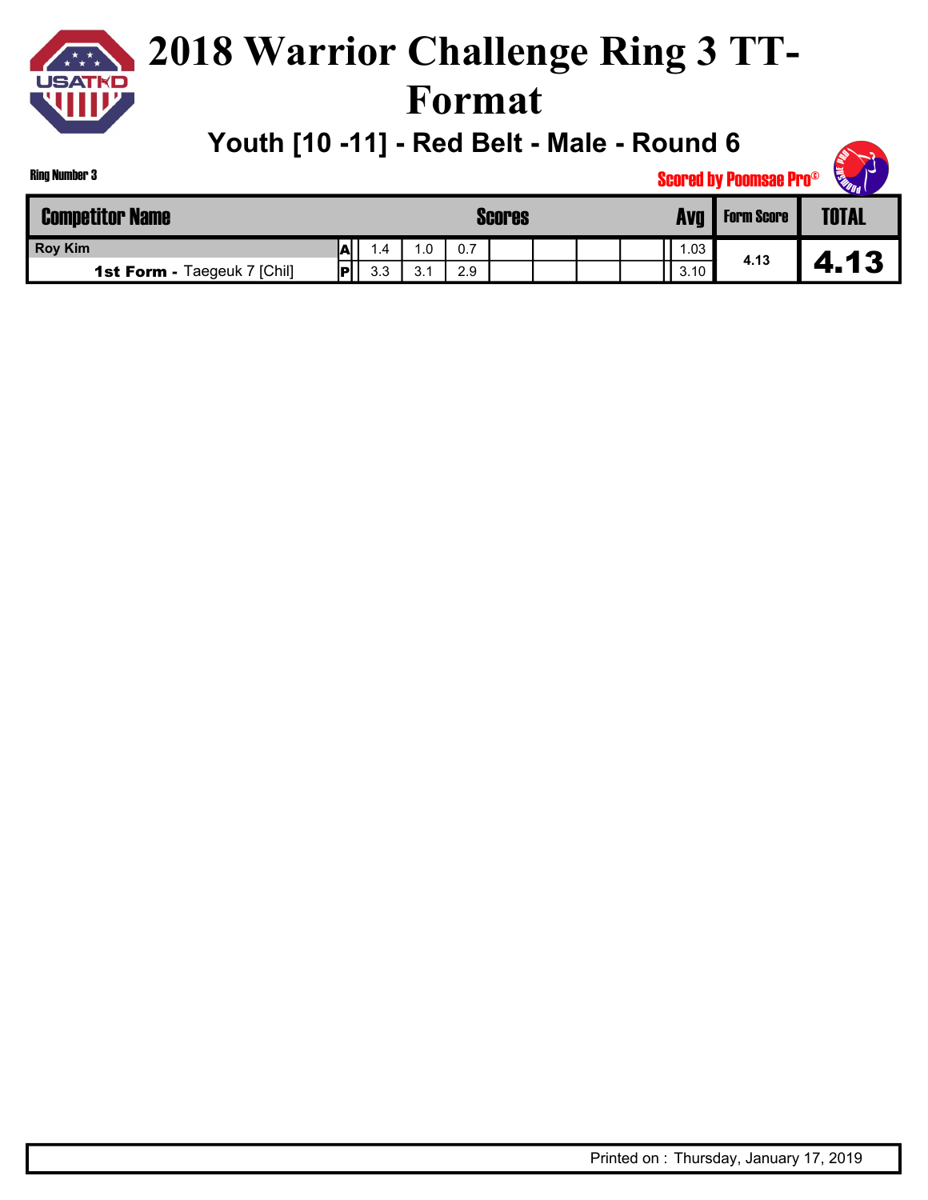# 2018 Warrior Challenge Ring 3 TT-Format

## Youth [10 -11] - Red Belt - Male - Round 6

Ring Number 3

Scored by Poomsae Pro©

| Competitor Name | | Scores | | | | | | | Avg | Form Score | TOTAL |
|---|---|---|---|---|---|---|---|---|---|---|---|
| Roy Kim | A | 1.4 | 1.0 | 0.7 | | | | | 1.03 | 4.13 | 4.13 |
| **1st Form -** Taegeuk 7 [Chil] | P | 3.3 | 3.1 | 2.9 | | | | | 3.10 | | |

Printed on : Thursday, January 17, 2019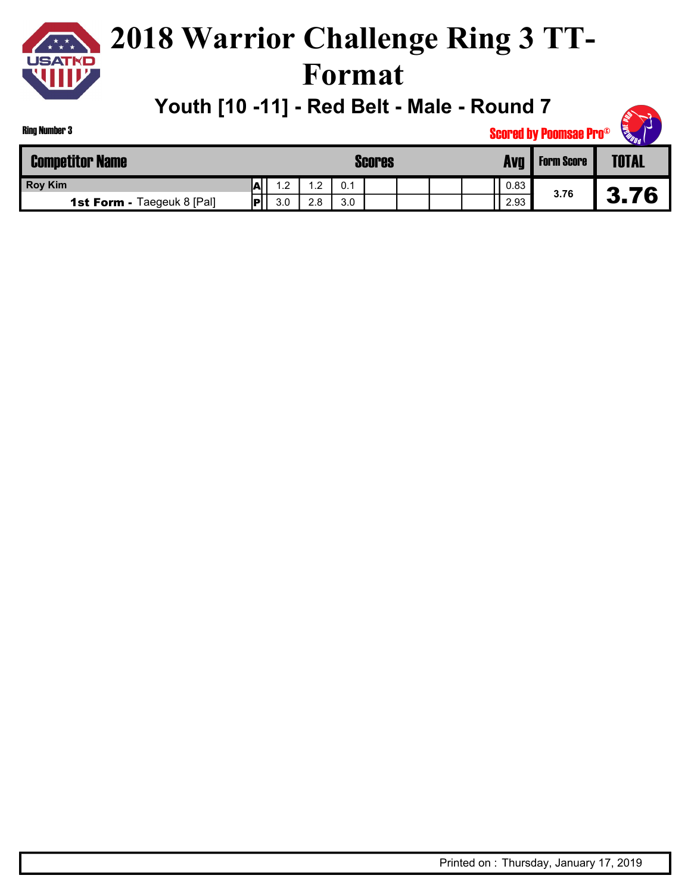# 2018 Warrior Challenge Ring 3 TT-Format

## Youth [10 -11] - Red Belt - Male - Round 7

Ring Number 3

Scored by Poomsae Pro©

| Competitor Name | | Scores | | | | | | | Avg | Form Score | TOTAL |
|---|---|---|---|---|---|---|---|---|---|---|---|
| Roy Kim | A | 1.2 | 1.2 | 0.1 | | | | | 0.83 | 3.76 | 3.76 |
| **1st Form -** Taegeuk 8 [Pal] | P | 3.0 | 2.8 | 3.0 | | | | | 2.93 | | |

Printed on : Thursday, January 17, 2019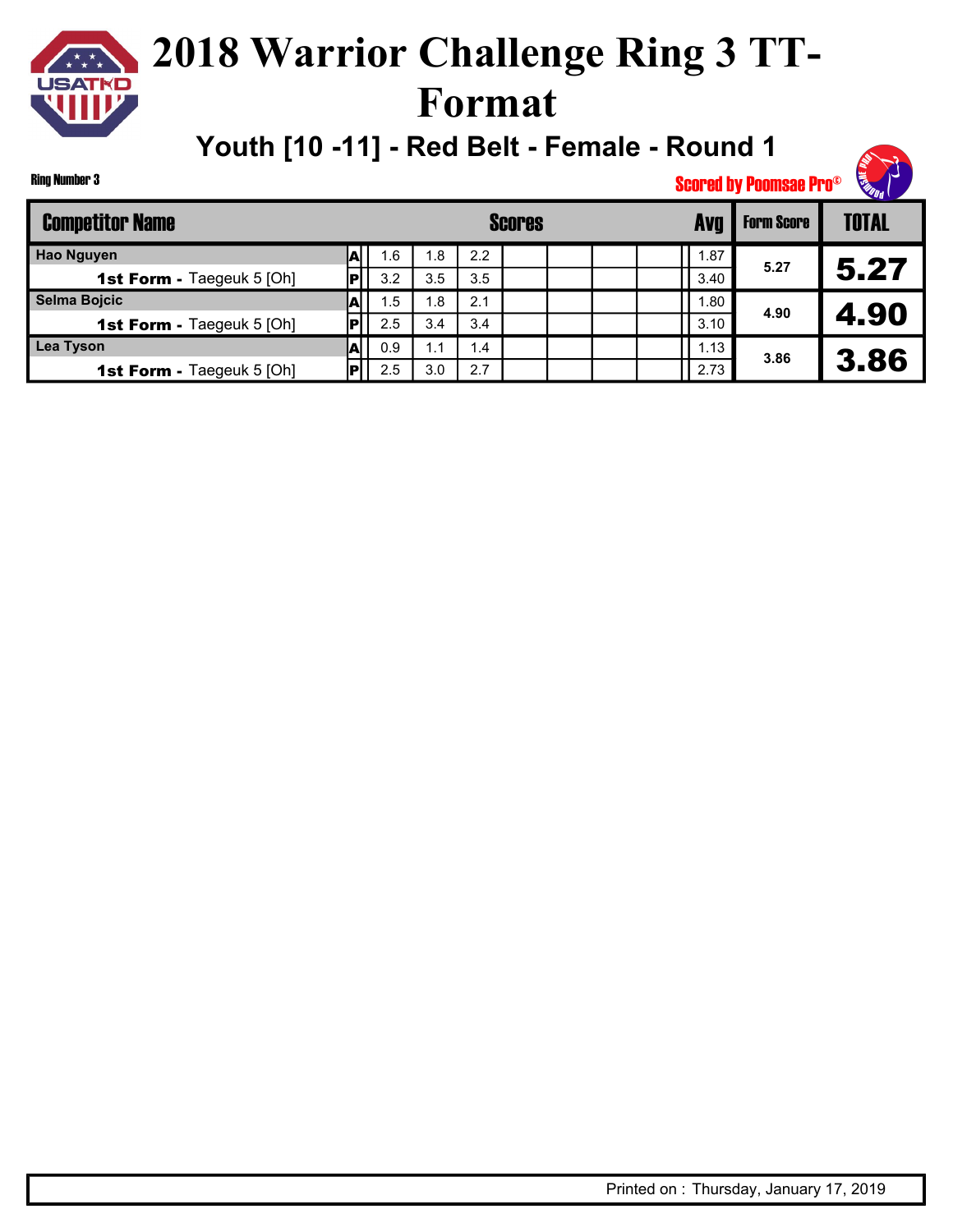# 2018 Warrior Challenge Ring 3 TT-Format

## Youth [10 -11] - Red Belt - Female - Round 1

Ring Number 3

Scored by Poomsae Pro©

| Competitor Name | | Scores | | | | | | | | Avg | Form Score | TOTAL |
|---|---|---|---|---|---|---|---|---|---|---|---|---|
| Hao Nguyen | A | 1.6 | 1.8 | 2.2 | | | | | | 1.87 | 5.27 | 5.27 |
| **1st Form -** Taegeuk 5 [Oh] | P | 3.2 | 3.5 | 3.5 | | | | | | 3.40 | | |
| Selma Bojcic | A | 1.5 | 1.8 | 2.1 | | | | | | 1.80 | 4.90 | 4.90 |
| **1st Form -** Taegeuk 5 [Oh] | P | 2.5 | 3.4 | 3.4 | | | | | | 3.10 | | |
| Lea Tyson | A | 0.9 | 1.1 | 1.4 | | | | | | 1.13 | 3.86 | 3.86 |
| **1st Form -** Taegeuk 5 [Oh] | P | 2.5 | 3.0 | 2.7 | | | | | | 2.73 | | |

Printed on : Thursday, January 17, 2019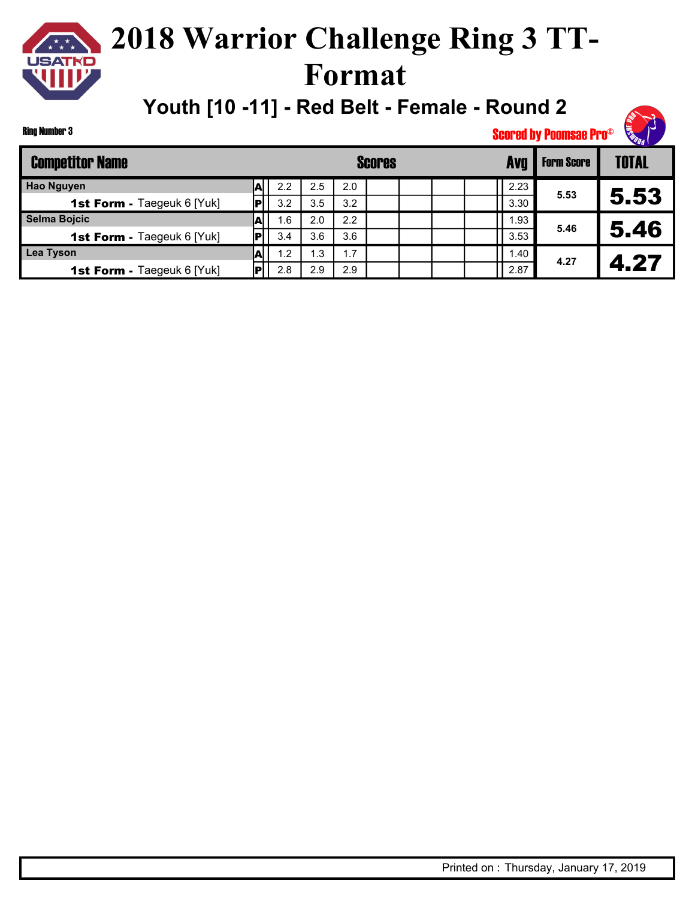# 2018 Warrior Challenge Ring 3 TT-Format

## Youth [10 -11] - Red Belt - Female - Round 2

Ring Number 3

Scored by Poomsae Pro©

| Competitor Name | | Scores | | | | | | | | Avg | Form Score | TOTAL |
|---|---|---|---|---|---|---|---|---|---|---|---|---|
| **Hao Nguyen** | A | 2.2 | 2.5 | 2.0 | | | | | | 2.23 | 5.53 | 5.53 |
| **1st Form -** Taegeuk 6 [Yuk] | P | 3.2 | 3.5 | 3.2 | | | | | | 3.30 | | |
| **Selma Bojcic** | A | 1.6 | 2.0 | 2.2 | | | | | | 1.93 | 5.46 | 5.46 |
| **1st Form -** Taegeuk 6 [Yuk] | P | 3.4 | 3.6 | 3.6 | | | | | | 3.53 | | |
| **Lea Tyson** | A | 1.2 | 1.3 | 1.7 | | | | | | 1.40 | 4.27 | 4.27 |
| **1st Form -** Taegeuk 6 [Yuk] | P | 2.8 | 2.9 | 2.9 | | | | | | 2.87 | | |

Printed on : Thursday, January 17, 2019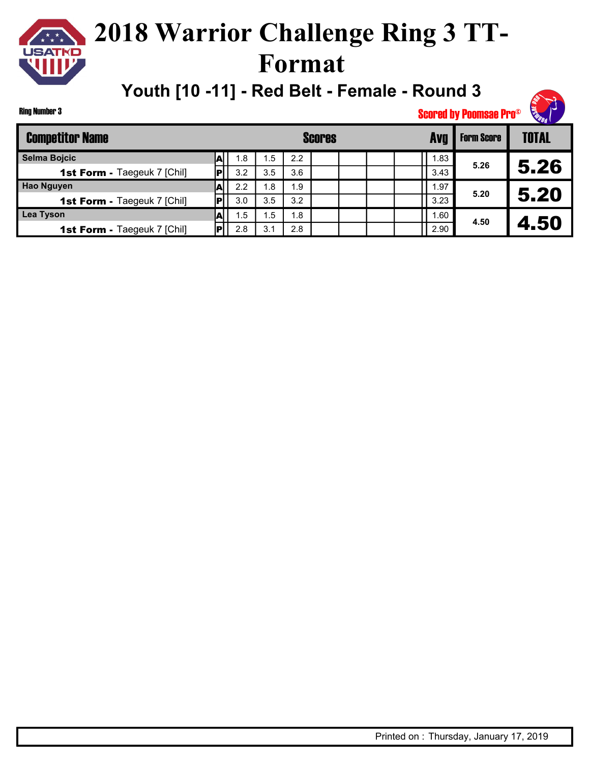# 2018 Warrior Challenge Ring 3 TT-Format

## Youth [10 -11] - Red Belt - Female - Round 3

Ring Number 3

Scored by Poomsae Pro©

| Competitor Name | | Scores | | | | | | | Avg | Form Score | TOTAL |
|---|---|---|---|---|---|---|---|---|---|---|---|
| Selma Bojcic | A | 1.8 | 1.5 | 2.2 | | | | | 1.83 | 5.26 | 5.26 |
| 1st Form - Taegeuk 7 [Chil] | P | 3.2 | 3.5 | 3.6 | | | | | 3.43 | | |
| Hao Nguyen | A | 2.2 | 1.8 | 1.9 | | | | | 1.97 | 5.20 | 5.20 |
| 1st Form - Taegeuk 7 [Chil] | P | 3.0 | 3.5 | 3.2 | | | | | 3.23 | | |
| Lea Tyson | A | 1.5 | 1.5 | 1.8 | | | | | 1.60 | 4.50 | 4.50 |
| 1st Form - Taegeuk 7 [Chil] | P | 2.8 | 3.1 | 2.8 | | | | | 2.90 | | |

Printed on : Thursday, January 17, 2019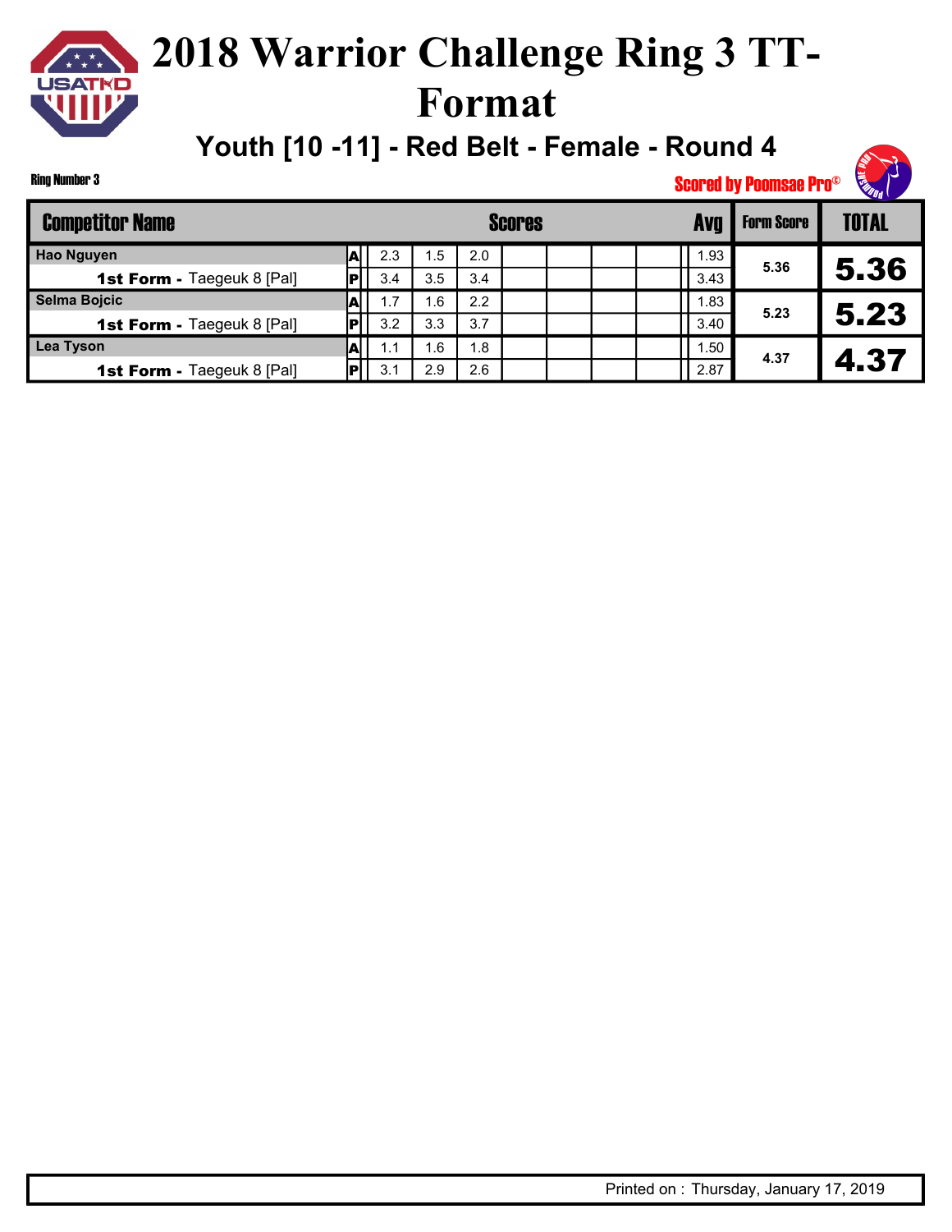# 2018 Warrior Challenge Ring 3 TT-Format

## Youth [10 -11] - Red Belt - Female - Round 4

Ring Number 3

Scored by Poomsae Pro©

| Competitor Name | | Scores | | | | | | | | Avg | Form Score | TOTAL |
|---|---|---|---|---|---|---|---|---|---|---|---|---|
| Hao Nguyen | A | 2.3 | 1.5 | 2.0 | | | | | | 1.93 | 5.36 | 5.36 |
| **1st Form -** Taegeuk 8 [Pal] | P | 3.4 | 3.5 | 3.4 | | | | | | 3.43 | | |
| Selma Bojcic | A | 1.7 | 1.6 | 2.2 | | | | | | 1.83 | 5.23 | 5.23 |
| **1st Form -** Taegeuk 8 [Pal] | P | 3.2 | 3.3 | 3.7 | | | | | | 3.40 | | |
| Lea Tyson | A | 1.1 | 1.6 | 1.8 | | | | | | 1.50 | 4.37 | 4.37 |
| **1st Form -** Taegeuk 8 [Pal] | P | 3.1 | 2.9 | 2.6 | | | | | | 2.87 | | |

Printed on : Thursday, January 17, 2019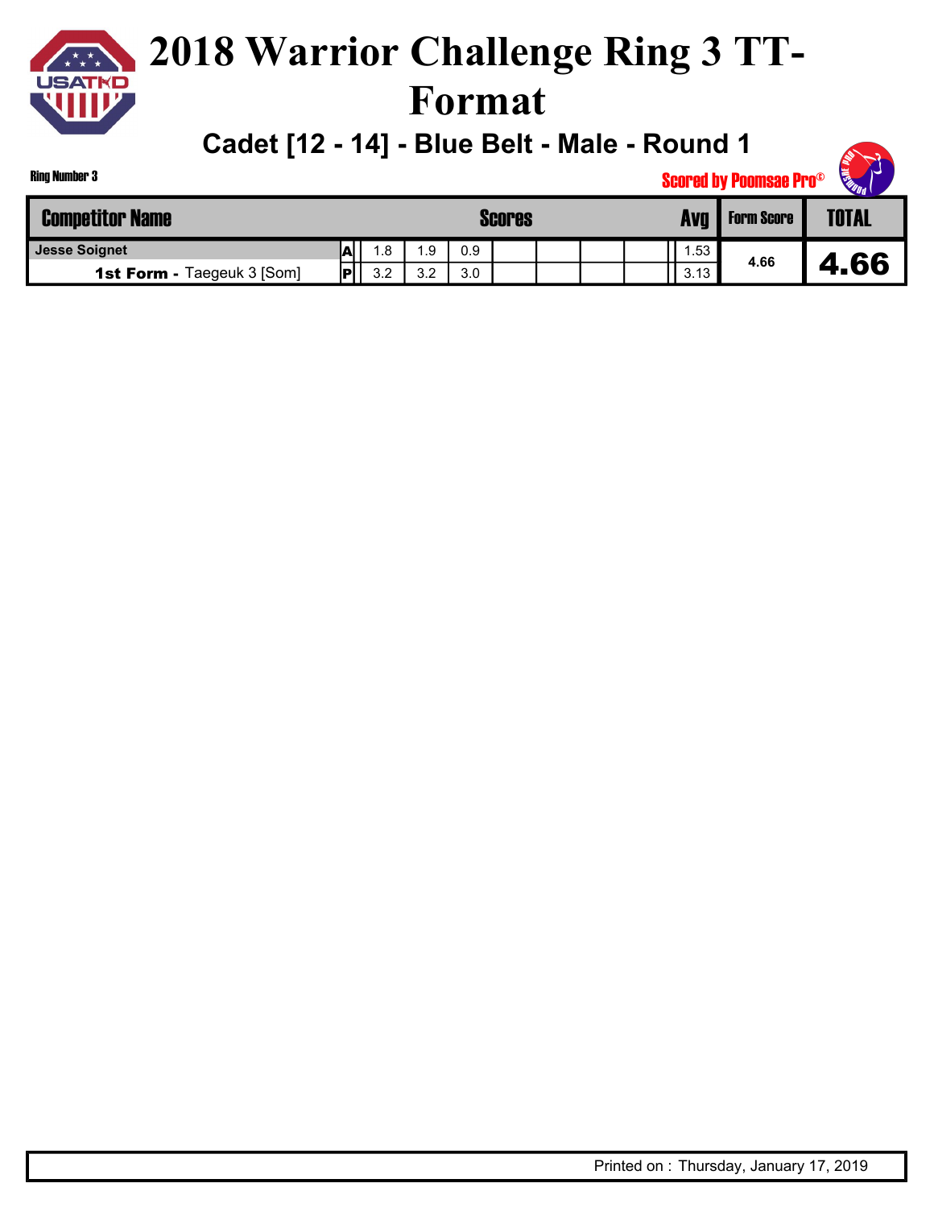# 2018 Warrior Challenge Ring 3 TT-Format

## Cadet [12 - 14] - Blue Belt - Male - Round 1

Ring Number 3

Scored by Poomsae Pro©

| Competitor Name | | Scores | | | | | | | Avg | Form Score | TOTAL |
|---|---|---|---|---|---|---|---|---|---|---|---|
| Jesse Soignet | A | 1.8 | 1.9 | 0.9 | | | | | 1.53 | 4.66 | 4.66 |
| **1st Form -** Taegeuk 3 [Som] | P | 3.2 | 3.2 | 3.0 | | | | | 3.13 | | |

Printed on : Thursday, January 17, 2019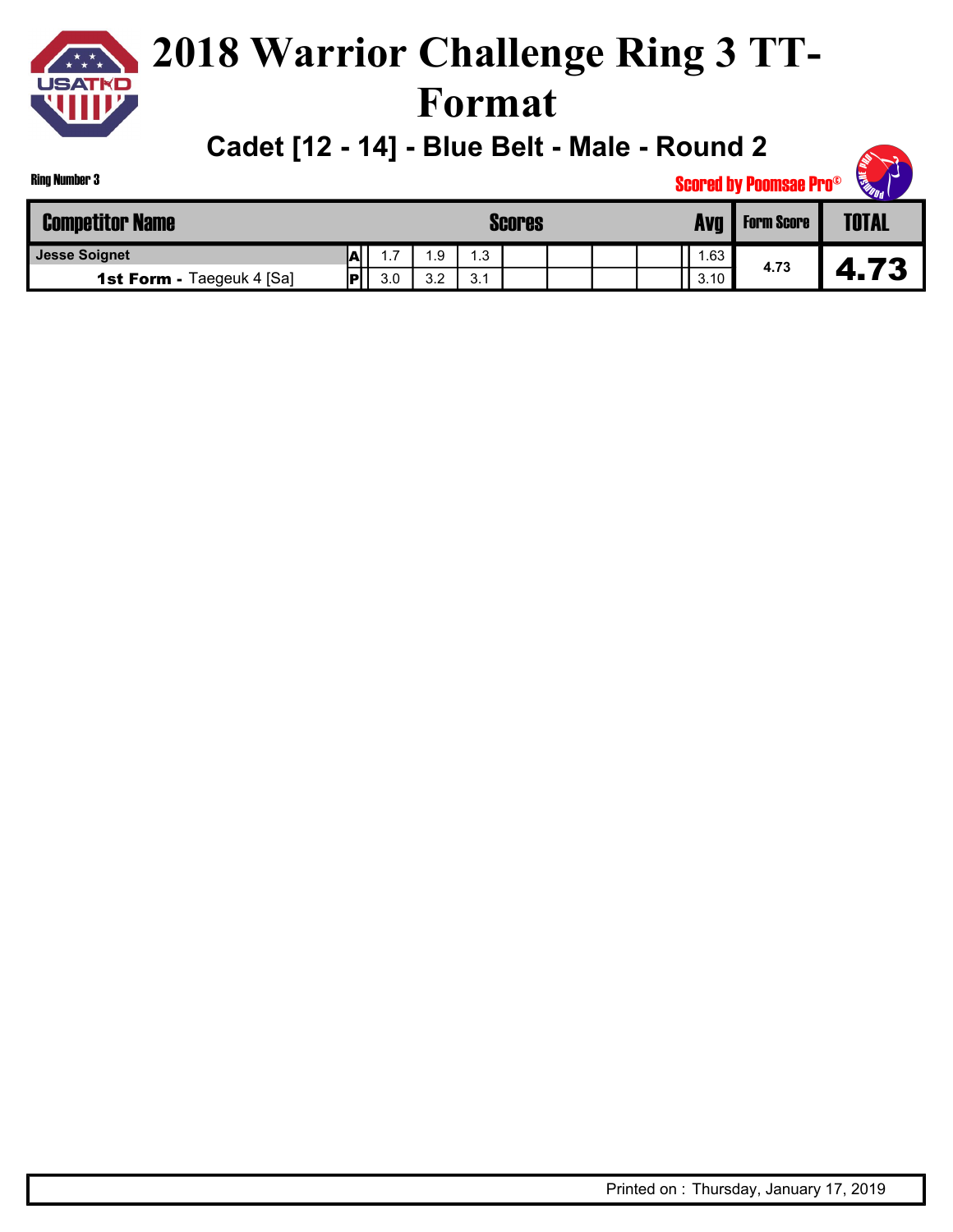# 2018 Warrior Challenge Ring 3 TT-Format

## Cadet [12 - 14] - Blue Belt - Male - Round 2

Ring Number 3

Scored by Poomsae Pro©

| Competitor Name | | Scores | | | | | | | Avg | Form Score | TOTAL |
|---|---|---|---|---|---|---|---|---|---|---|---|
| Jesse Soignet | A | 1.7 | 1.9 | 1.3 | | | | | 1.63 | 4.73 | 4.73 |
| **1st Form -** Taegeuk 4 [Sa] | P | 3.0 | 3.2 | 3.1 | | | | | 3.10 | | |

Printed on : Thursday, January 17, 2019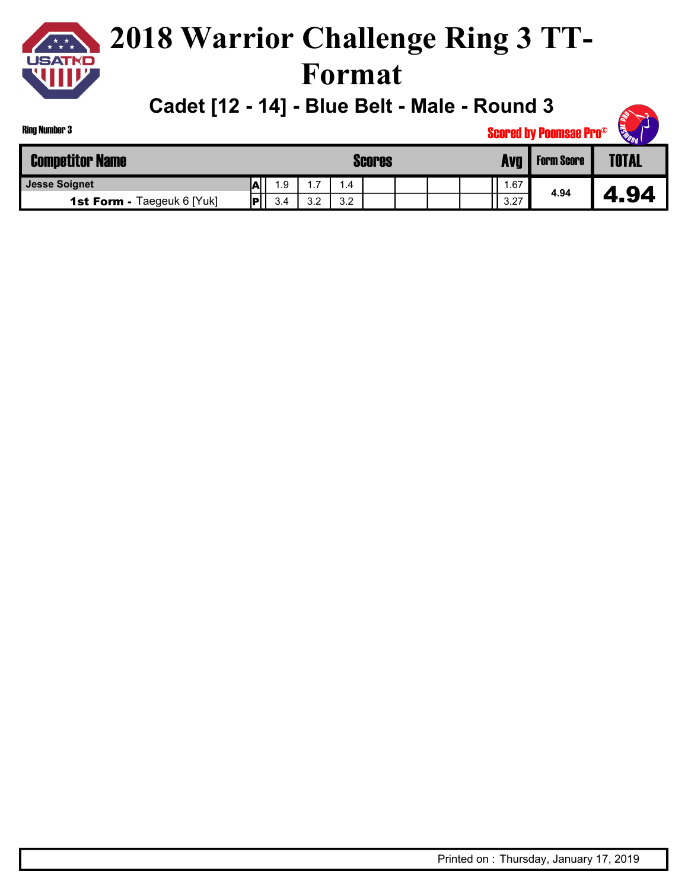# 2018 Warrior Challenge Ring 3 TT-Format

## Cadet [12 - 14] - Blue Belt - Male - Round 3

Ring Number 3

Scored by Poomsae Pro©

| Competitor Name | | Scores | | | | | | | | Avg | Form Score | TOTAL |
|---|---|---|---|---|---|---|---|---|---|---|---|---|
| Jesse Soignet | A | 1.9 | 1.7 | 1.4 | | | | | | 1.67 | 4.94 | 4.94 |
| **1st Form -** Taegeuk 6 [Yuk] | P | 3.4 | 3.2 | 3.2 | | | | | | 3.27 | | |

Printed on : Thursday, January 17, 2019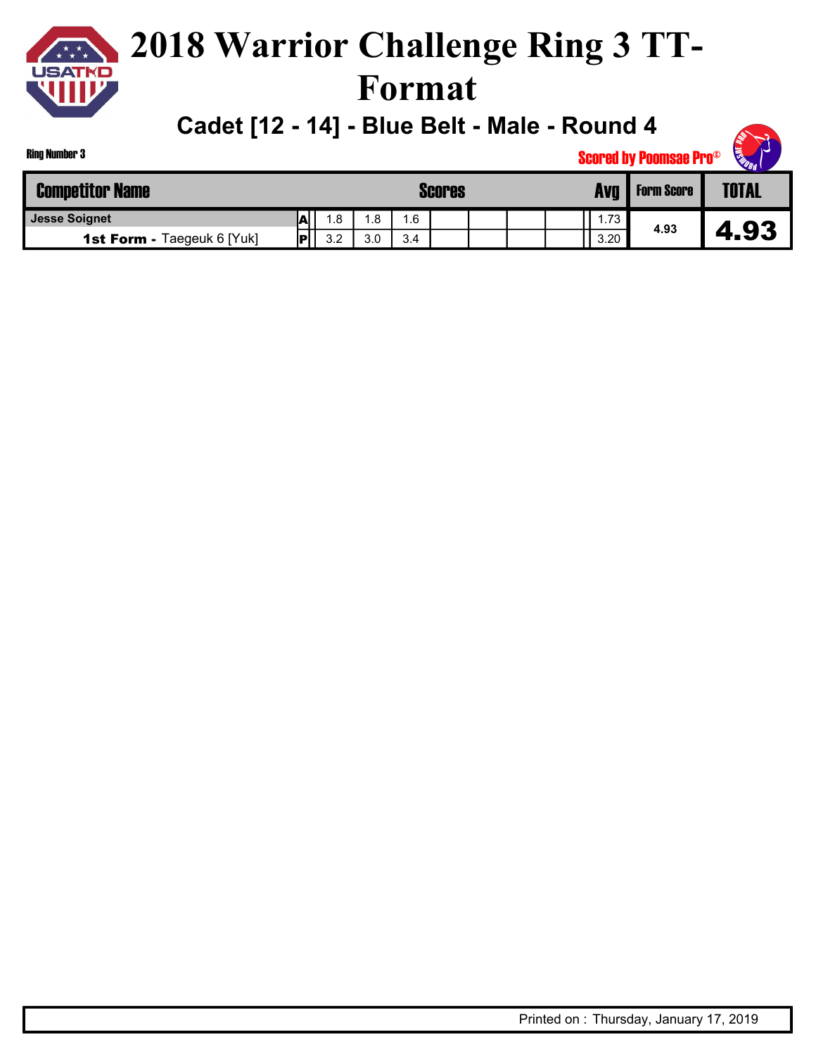# 2018 Warrior Challenge Ring 3 TT-Format

## Cadet [12 - 14] - Blue Belt - Male - Round 4

Ring Number 3

Scored by Poomsae Pro©

| Competitor Name | | Scores | | | | | | | Avg | Form Score | TOTAL |
|---|---|---|---|---|---|---|---|---|---|---|---|
| Jesse Soignet | A | 1.8 | 1.8 | 1.6 | | | | | 1.73 | 4.93 | 4.93 |
| **1st Form -** Taegeuk 6 [Yuk] | P | 3.2 | 3.0 | 3.4 | | | | | 3.20 | | |

Printed on : Thursday, January 17, 2019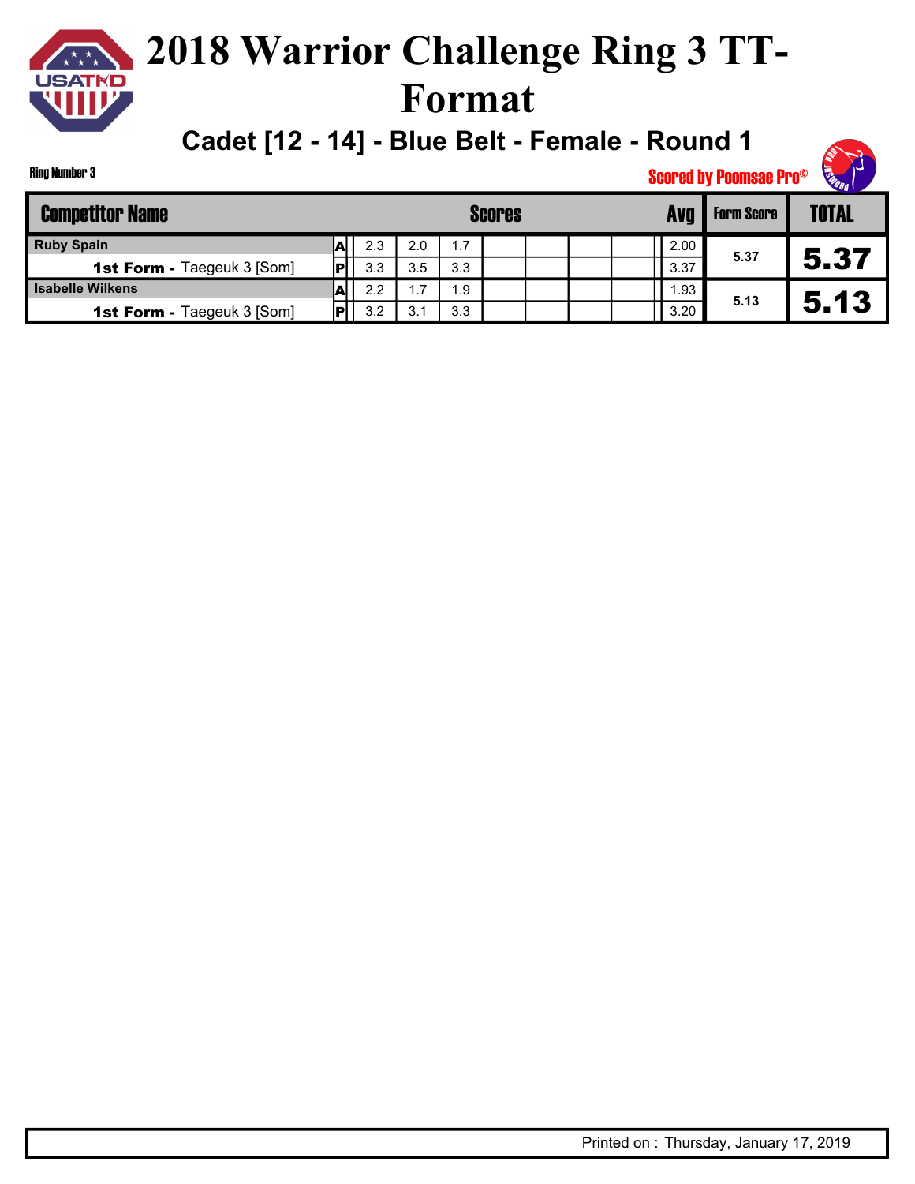# 2018 Warrior Challenge Ring 3 TT-Format

## Cadet [12 - 14] - Blue Belt - Female - Round 1

Ring Number 3

Scored by Poomsae Pro©

| Competitor Name | | Scores | | | | | | | Avg | Form Score | TOTAL |
|---|---|---|---|---|---|---|---|---|---|---|---|
| Ruby Spain | A | 2.3 | 2.0 | 1.7 | | | | | 2.00 | 5.37 | 5.37 |
| **1st Form -** Taegeuk 3 [Som] | P | 3.3 | 3.5 | 3.3 | | | | | 3.37 | | |
| Isabelle Wilkens | A | 2.2 | 1.7 | 1.9 | | | | | 1.93 | 5.13 | 5.13 |
| **1st Form -** Taegeuk 3 [Som] | P | 3.2 | 3.1 | 3.3 | | | | | 3.20 | | |

Printed on : Thursday, January 17, 2019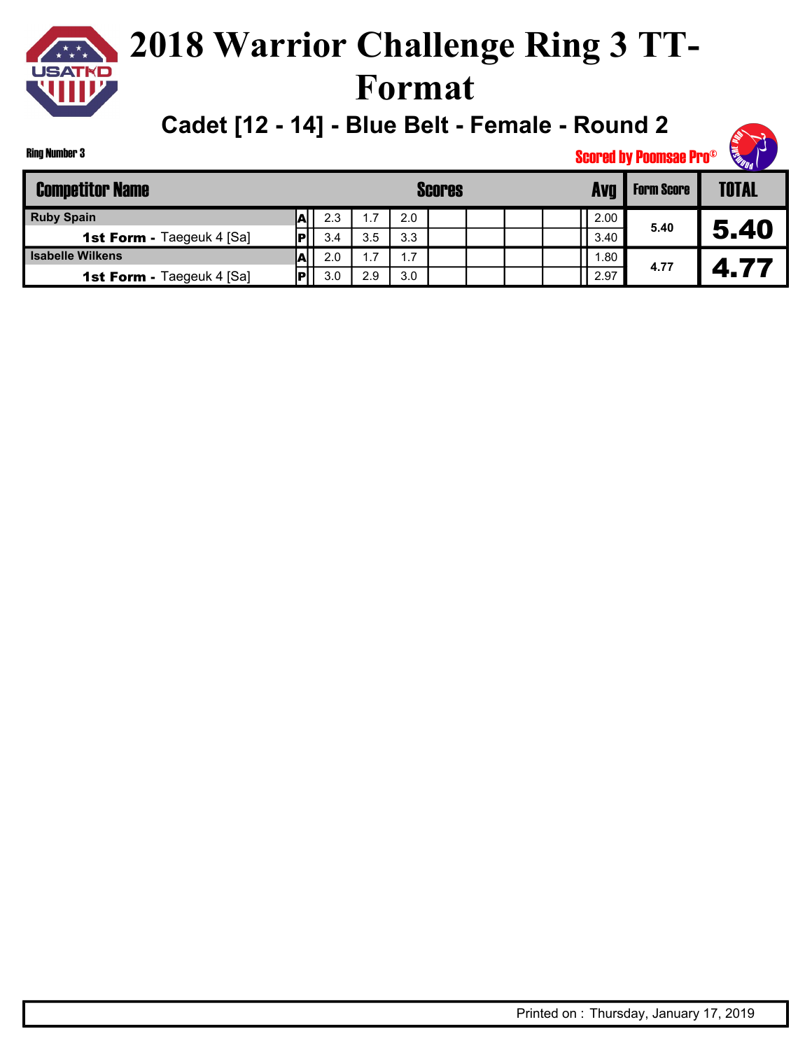# 2018 Warrior Challenge Ring 3 TT-Format

## Cadet [12 - 14] - Blue Belt - Female - Round 2

Ring Number 3

Scored by Poomsae Pro©

| Competitor Name | | Scores | | | | | | | Avg | Form Score | TOTAL |
|---|---|---|---|---|---|---|---|---|---|---|---|
| **Ruby Spain** | A | 2.3 | 1.7 | 2.0 | | | | | 2.00 | 5.40 | **5.40** |
| **1st Form -** Taegeuk 4 [Sa] | P | 3.4 | 3.5 | 3.3 | | | | | 3.40 | | |
| **Isabelle Wilkens** | A | 2.0 | 1.7 | 1.7 | | | | | 1.80 | 4.77 | **4.77** |
| **1st Form -** Taegeuk 4 [Sa] | P | 3.0 | 2.9 | 3.0 | | | | | 2.97 | | |

Printed on : Thursday, January 17, 2019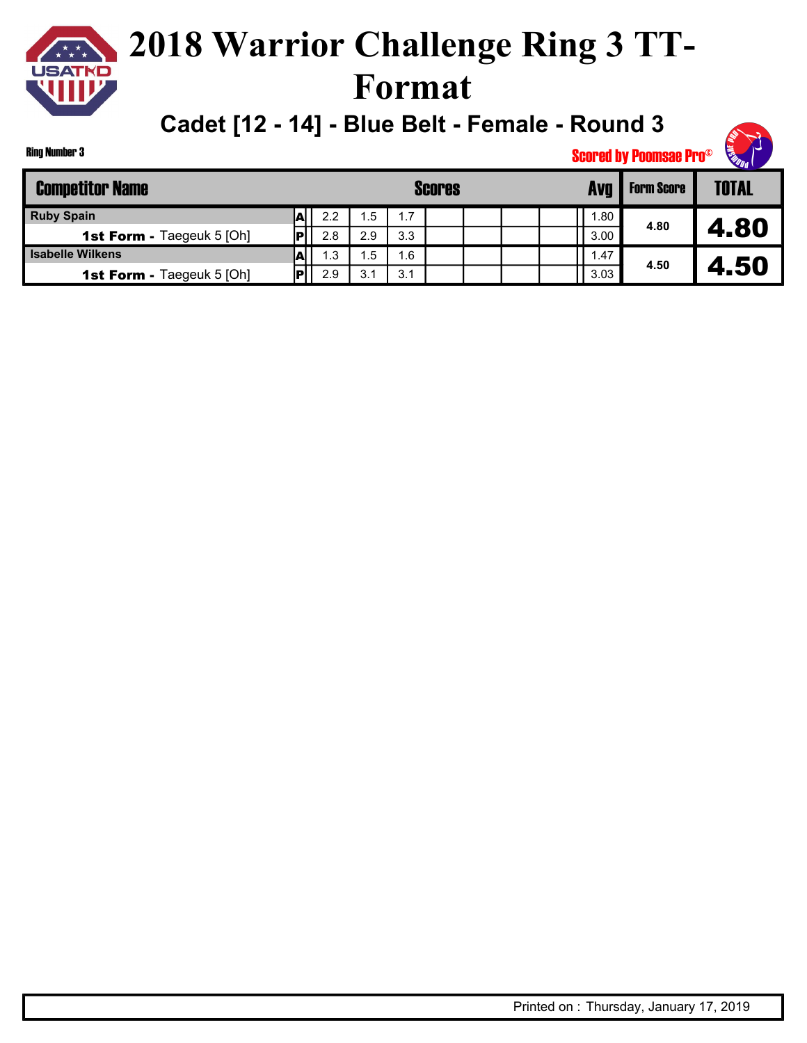# 2018 Warrior Challenge Ring 3 TT-Format

## Cadet [12 - 14] - Blue Belt - Female - Round 3

Ring Number 3

Scored by Poomsae Pro©

| Competitor Name | | Scores | | | | | | | Avg | Form Score | TOTAL |
|---|---|---|---|---|---|---|---|---|---|---|---|
| Ruby Spain | A | 2.2 | 1.5 | 1.7 | | | | | 1.80 | 4.80 | 4.80 |
| **1st Form -** Taegeuk 5 [Oh] | P | 2.8 | 2.9 | 3.3 | | | | | 3.00 | | |
| Isabelle Wilkens | A | 1.3 | 1.5 | 1.6 | | | | | 1.47 | 4.50 | 4.50 |
| **1st Form -** Taegeuk 5 [Oh] | P | 2.9 | 3.1 | 3.1 | | | | | 3.03 | | |

Printed on : Thursday, January 17, 2019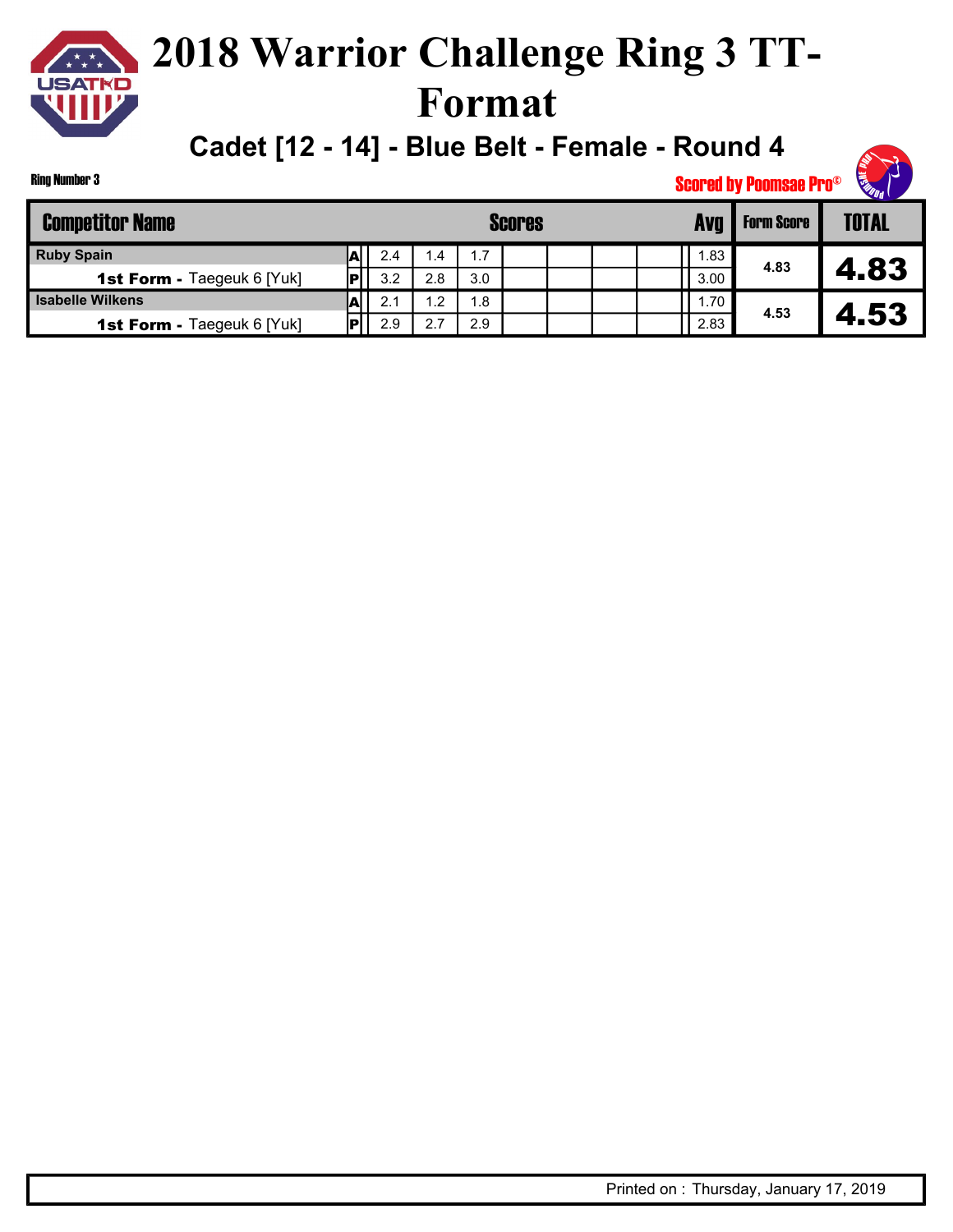# 2018 Warrior Challenge Ring 3 TT-Format

## Cadet [12 - 14] - Blue Belt - Female - Round 4

Ring Number 3

Scored by Poomsae Pro©

| Competitor Name | | Scores | | | | | | | | Avg | Form Score | TOTAL |
|---|---|---|---|---|---|---|---|---|---|---|---|---|
| Ruby Spain | A | 2.4 | 1.4 | 1.7 | | | | | | 1.83 | 4.83 | 4.83 |
| 1st Form - Taegeuk 6 [Yuk] | P | 3.2 | 2.8 | 3.0 | | | | | | 3.00 | | |
| Isabelle Wilkens | A | 2.1 | 1.2 | 1.8 | | | | | | 1.70 | 4.53 | 4.53 |
| 1st Form - Taegeuk 6 [Yuk] | P | 2.9 | 2.7 | 2.9 | | | | | | 2.83 | | |

Printed on : Thursday, January 17, 2019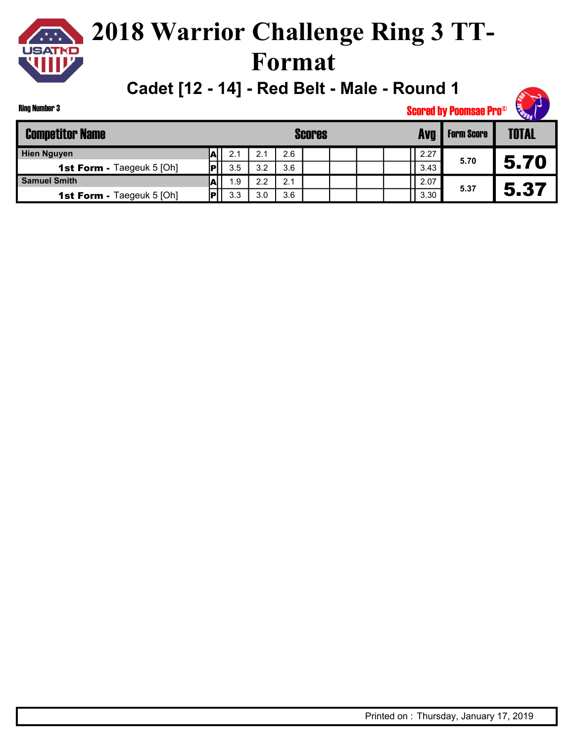# 2018 Warrior Challenge Ring 3 TT-Format

## Cadet [12 - 14] - Red Belt - Male - Round 1

Ring Number 3

Scored by Poomsae Pro©

| Competitor Name | | Scores | | | | | | | Avg | Form Score | TOTAL |
|---|---|---|---|---|---|---|---|---|---|---|---|
| Hien Nguyen | A | 2.1 | 2.1 | 2.6 | | | | | 2.27 | 5.70 | 5.70 |
| **1st Form -** Taegeuk 5 [Oh] | P | 3.5 | 3.2 | 3.6 | | | | | 3.43 | | |
| Samuel Smith | A | 1.9 | 2.2 | 2.1 | | | | | 2.07 | 5.37 | 5.37 |
| **1st Form -** Taegeuk 5 [Oh] | P | 3.3 | 3.0 | 3.6 | | | | | 3.30 | | |

Printed on : Thursday, January 17, 2019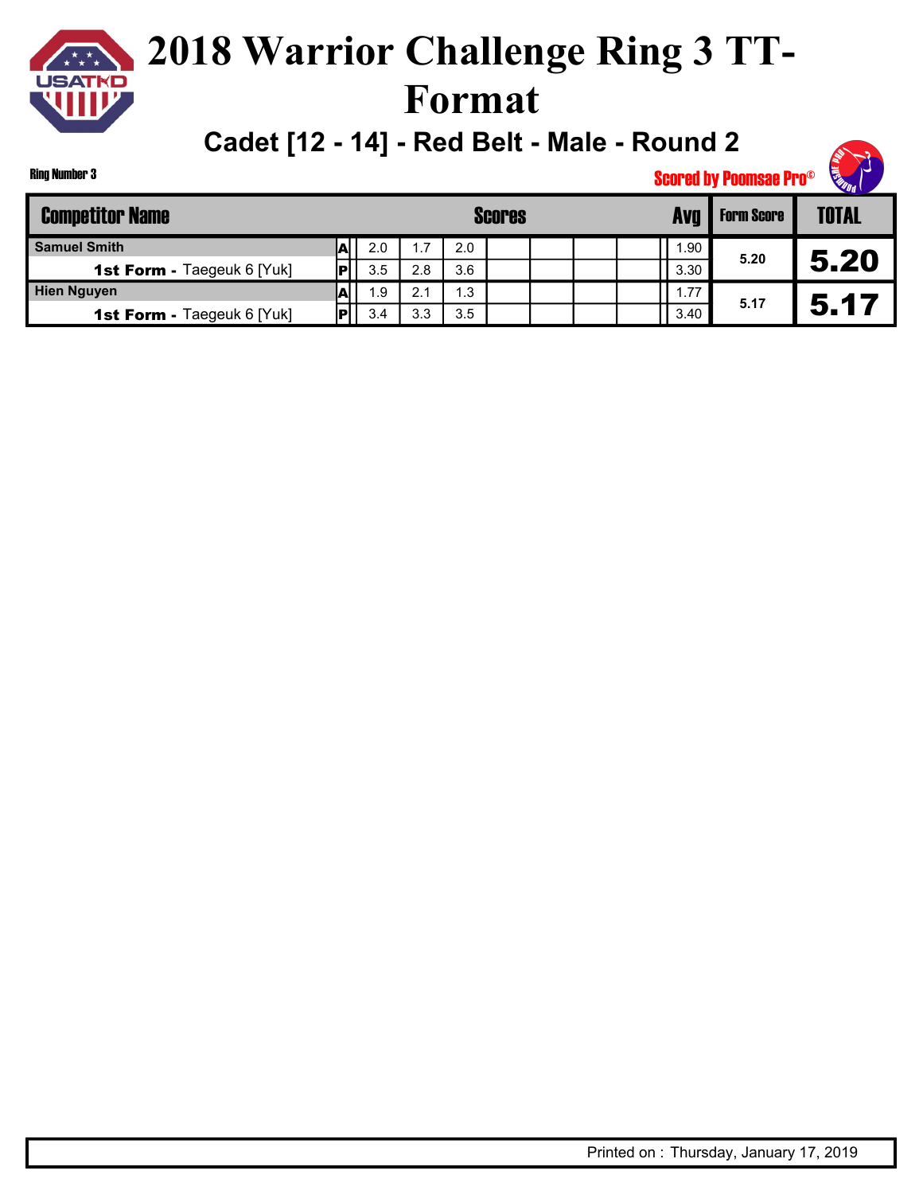# 2018 Warrior Challenge Ring 3 TT-Format

## Cadet [12 - 14] - Red Belt - Male - Round 2

Ring Number 3

Scored by Poomsae Pro©

| Competitor Name | | Scores | | | | | | | | Avg | Form Score | TOTAL |
|---|---|---|---|---|---|---|---|---|---|---|---|---|
| Samuel Smith | A | 2.0 | 1.7 | 2.0 | | | | | | 1.90 | 5.20 | 5.20 |
| 1st Form - Taegeuk 6 [Yuk] | P | 3.5 | 2.8 | 3.6 | | | | | | 3.30 | | |
| Hien Nguyen | A | 1.9 | 2.1 | 1.3 | | | | | | 1.77 | 5.17 | 5.17 |
| 1st Form - Taegeuk 6 [Yuk] | P | 3.4 | 3.3 | 3.5 | | | | | | 3.40 | | |

Printed on : Thursday, January 17, 2019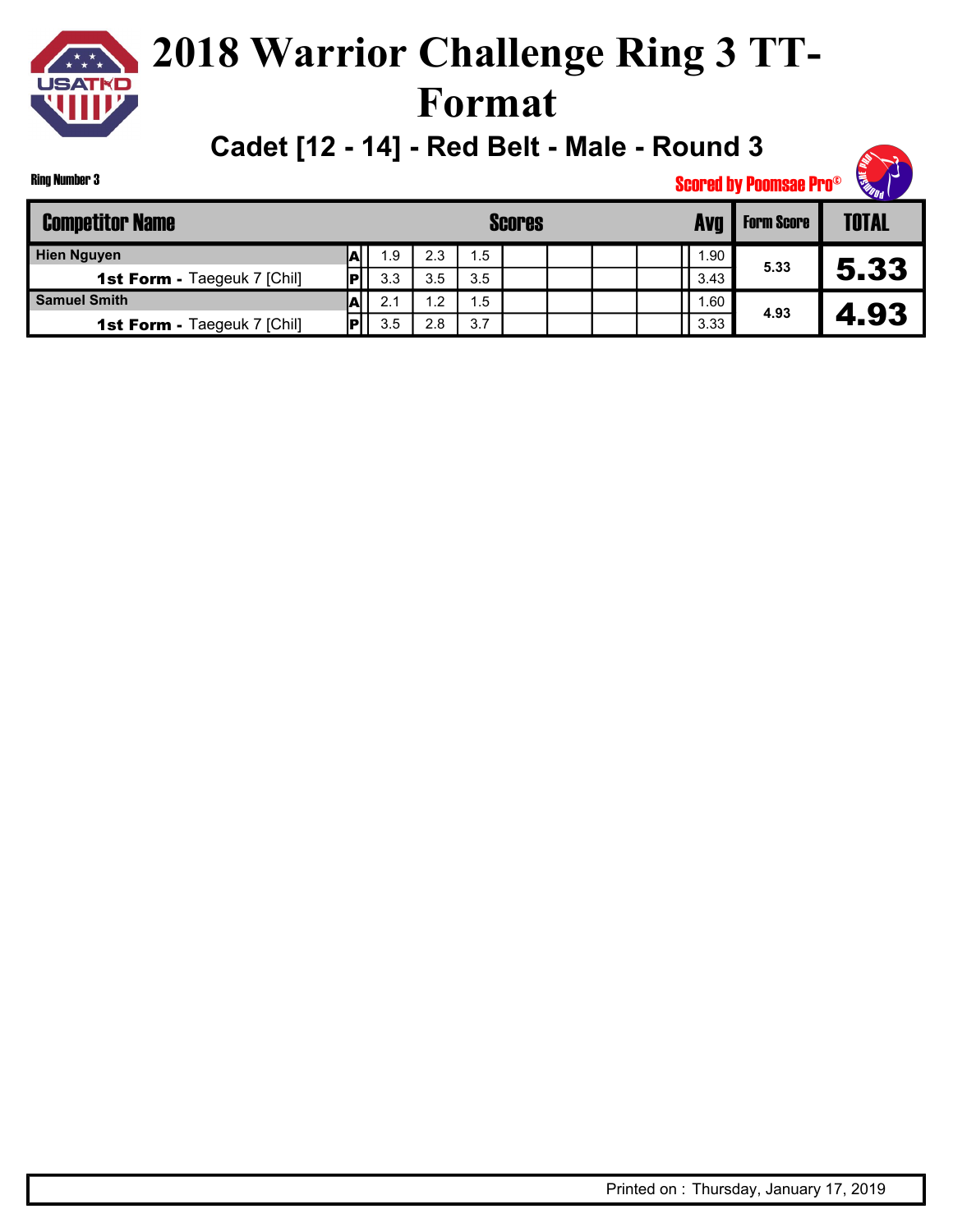# 2018 Warrior Challenge Ring 3 TT-Format

## Cadet [12 - 14] - Red Belt - Male - Round 3

Ring Number 3

Scored by Poomsae Pro©

| Competitor Name | | Scores | | | | | | | | Avg | Form Score | TOTAL |
|---|---|---|---|---|---|---|---|---|---|---|---|---|
| Hien Nguyen | A | 1.9 | 2.3 | 1.5 | | | | | | 1.90 | 5.33 | 5.33 |
| **1st Form -** Taegeuk 7 [Chil] | P | 3.3 | 3.5 | 3.5 | | | | | | 3.43 | | |
| Samuel Smith | A | 2.1 | 1.2 | 1.5 | | | | | | 1.60 | 4.93 | 4.93 |
| **1st Form -** Taegeuk 7 [Chil] | P | 3.5 | 2.8 | 3.7 | | | | | | 3.33 | | |

Printed on : Thursday, January 17, 2019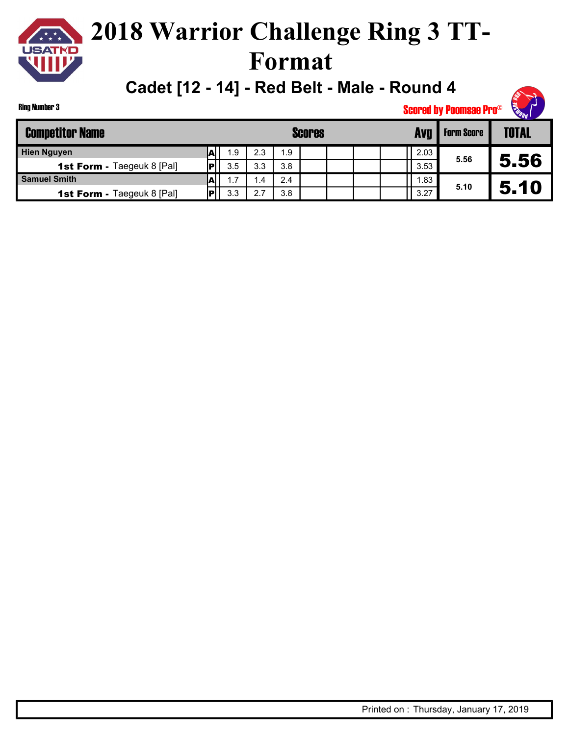# 2018 Warrior Challenge Ring 3 TT-Format

## Cadet [12 - 14] - Red Belt - Male - Round 4

Ring Number 3

Scored by Poomsae Pro©

| Competitor Name | | Scores | | | | | | | Avg | Form Score | TOTAL |
|---|---|---|---|---|---|---|---|---|---|---|---|
| Hien Nguyen | A | 1.9 | 2.3 | 1.9 | | | | | 2.03 | 5.56 | 5.56 |
| **1st Form -** Taegeuk 8 [Pal] | P | 3.5 | 3.3 | 3.8 | | | | | 3.53 | | |
| Samuel Smith | A | 1.7 | 1.4 | 2.4 | | | | | 1.83 | 5.10 | 5.10 |
| **1st Form -** Taegeuk 8 [Pal] | P | 3.3 | 2.7 | 3.8 | | | | | 3.27 | | |

Printed on : Thursday, January 17, 2019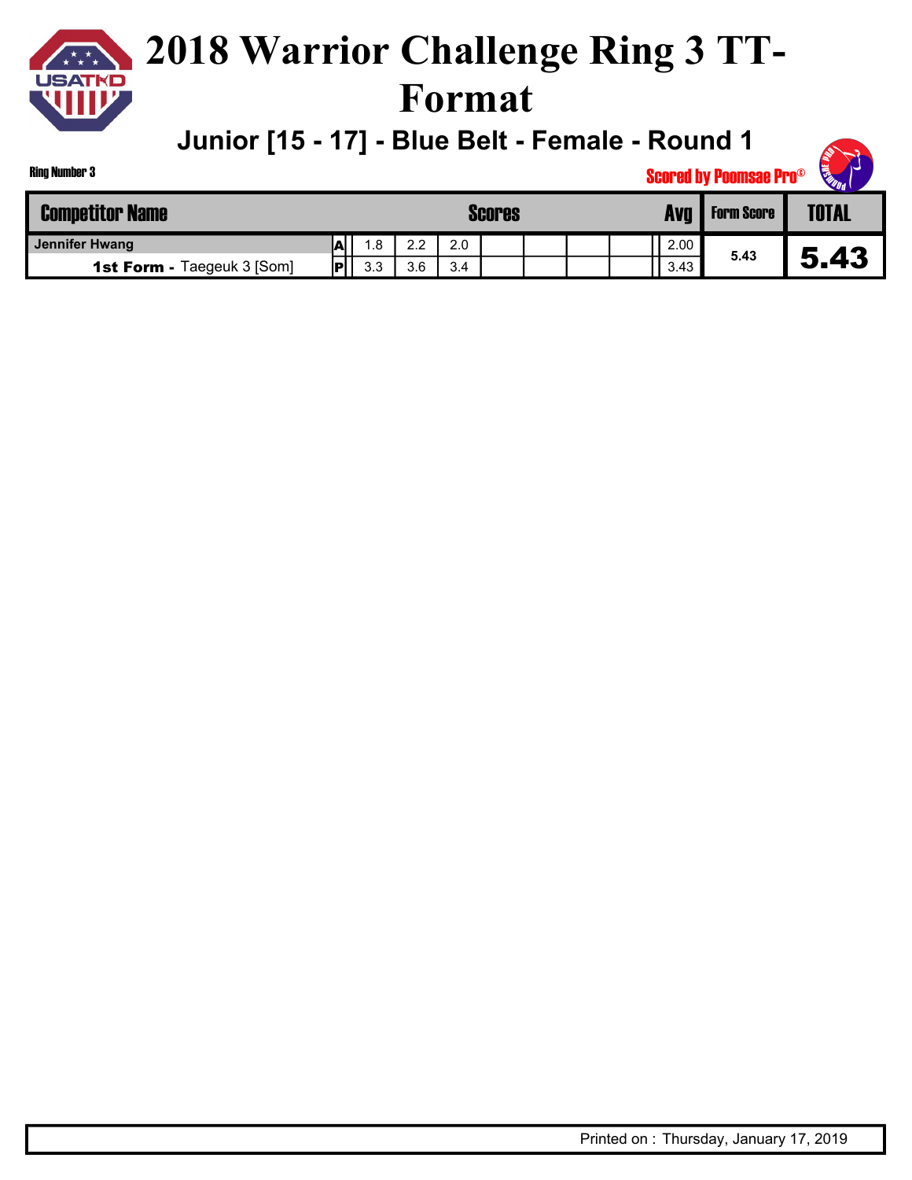# 2018 Warrior Challenge Ring 3 TT-Format

## Junior [15 - 17] - Blue Belt - Female - Round 1

Ring Number 3

Scored by Poomsae Pro©

| Competitor Name | | Scores | | | | | | | Avg | Form Score | TOTAL |
|---|---|---|---|---|---|---|---|---|---|---|---|
| Jennifer Hwang | A | 1.8 | 2.2 | 2.0 | | | | | 2.00 | 5.43 | 5.43 |
| 1st Form - Taegeuk 3 [Som] | P | 3.3 | 3.6 | 3.4 | | | | | 3.43 | | |

Printed on : Thursday, January 17, 2019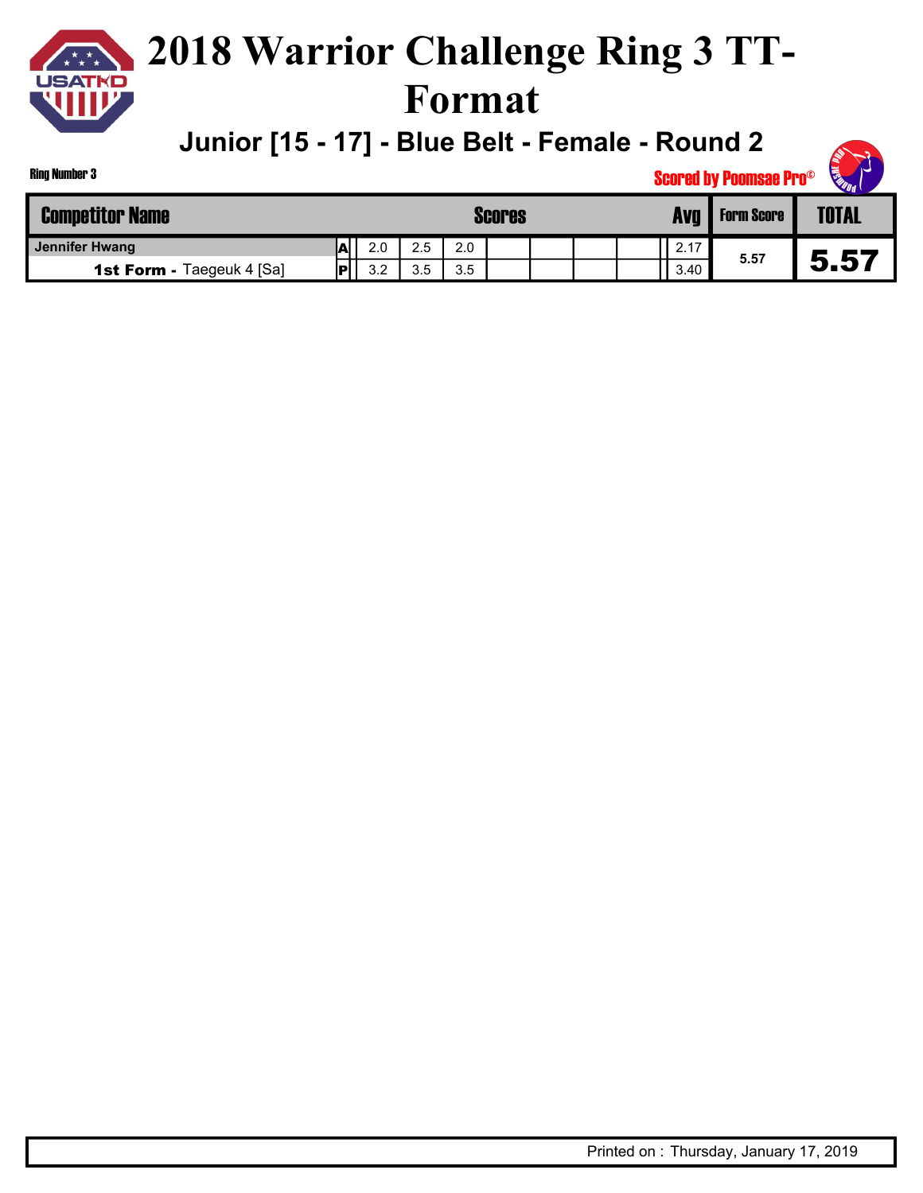# 2018 Warrior Challenge Ring 3 TT-Format

## Junior [15 - 17] - Blue Belt - Female - Round 2

Ring Number 3

Scored by Poomsae Pro©

| Competitor Name | | Scores | | | | | | | | Avg | Form Score | TOTAL |
|---|---|---|---|---|---|---|---|---|---|---|---|---|
| Jennifer Hwang | A | 2.0 | 2.5 | 2.0 | | | | | | 2.17 | 5.57 | 5.57 |
| **1st Form -** Taegeuk 4 [Sa] | P | 3.2 | 3.5 | 3.5 | | | | | | 3.40 | | |

Printed on : Thursday, January 17, 2019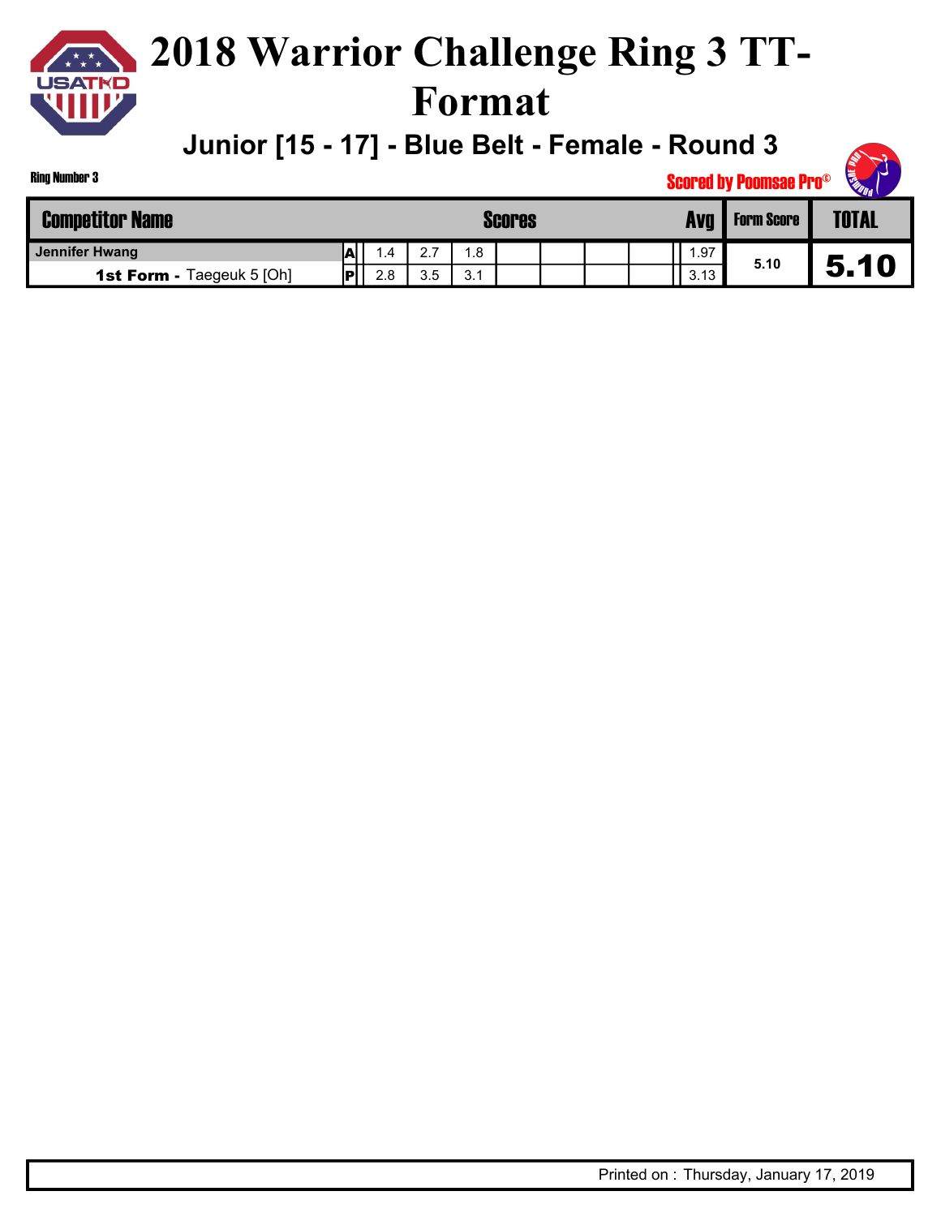# 2018 Warrior Challenge Ring 3 TT-Format

## Junior [15 - 17] - Blue Belt - Female - Round 3

Ring Number 3

Scored by Poomsae Pro©

| Competitor Name | | Scores | | | | | | | Avg | Form Score | TOTAL |
|---|---|---|---|---|---|---|---|---|---|---|---|
| Jennifer Hwang | A | 1.4 | 2.7 | 1.8 | | | | | 1.97 | 5.10 | 5.10 |
| **1st Form -** Taegeuk 5 [Oh] | P | 2.8 | 3.5 | 3.1 | | | | | 3.13 | | |

Printed on : Thursday, January 17, 2019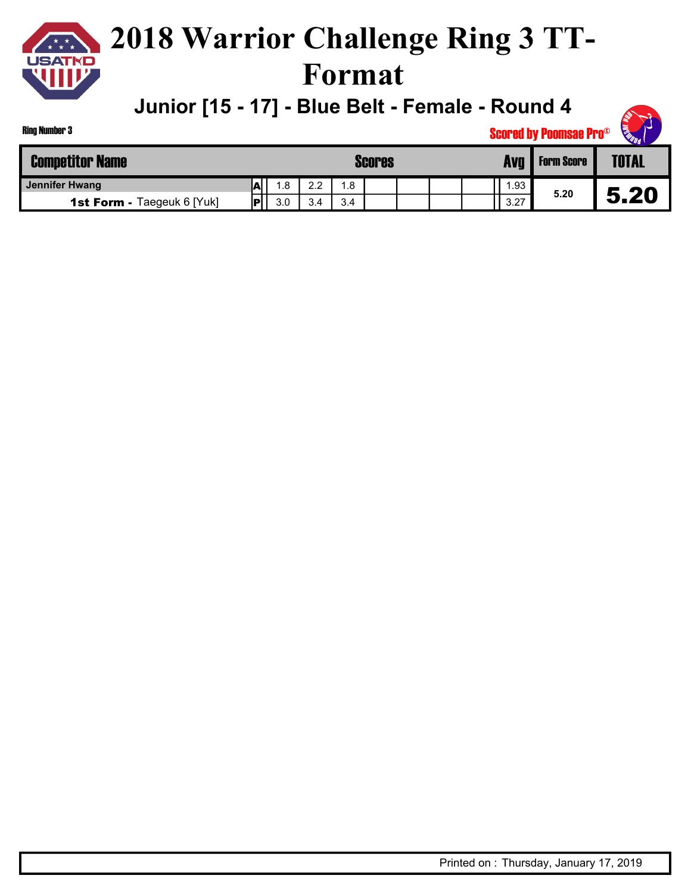# 2018 Warrior Challenge Ring 3 TT-Format

## Junior [15 - 17] - Blue Belt - Female - Round 4

Ring Number 3

Scored by Poomsae Pro©

| Competitor Name | | Scores | | | | | | | | Avg | Form Score | TOTAL |
|---|---|---|---|---|---|---|---|---|---|---|---|---|
| Jennifer Hwang | A | 1.8 | 2.2 | 1.8 | | | | | | 1.93 | 5.20 | 5.20 |
| **1st Form -** Taegeuk 6 [Yuk] | P | 3.0 | 3.4 | 3.4 | | | | | | 3.27 | | |

Printed on : Thursday, January 17, 2019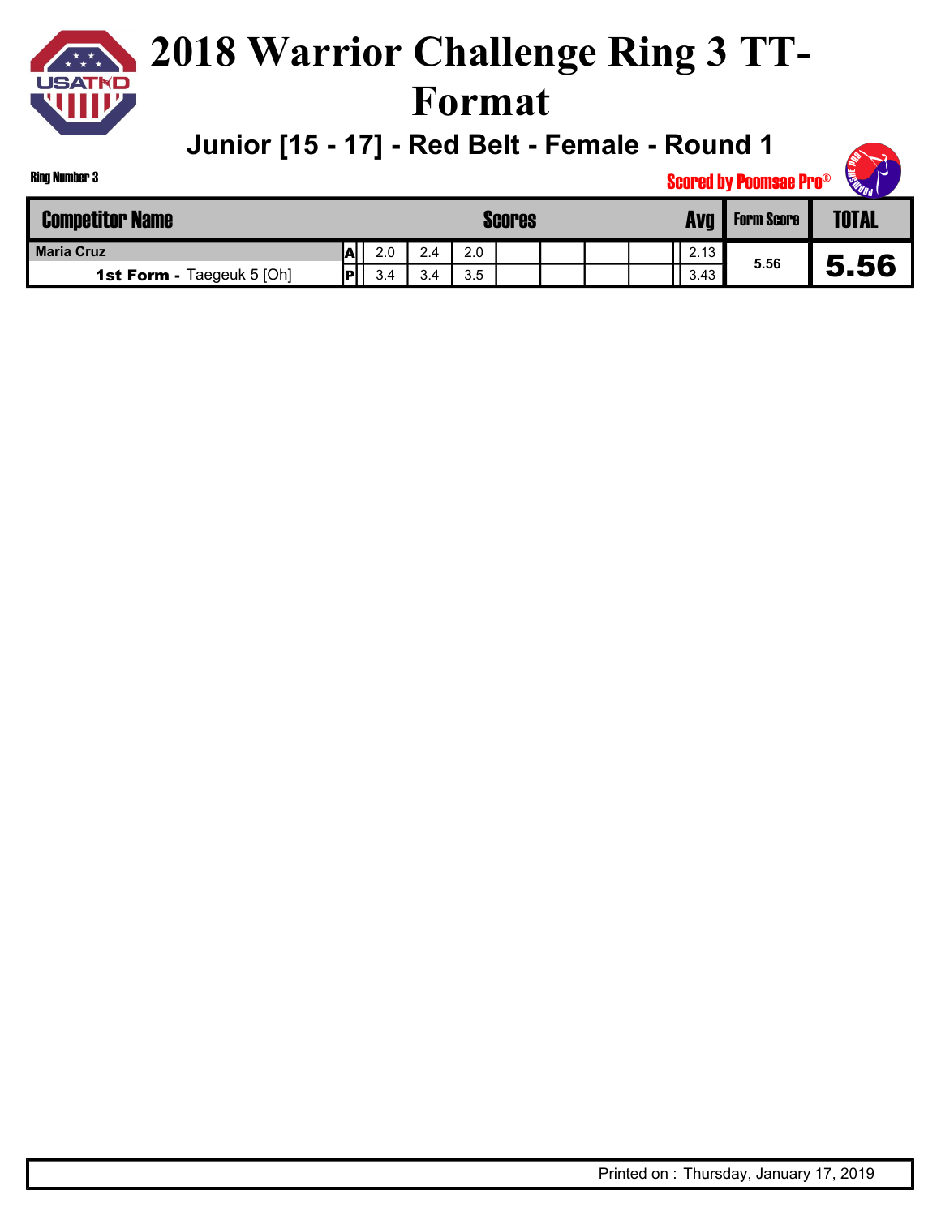# 2018 Warrior Challenge Ring 3 TT-Format

## Junior [15 - 17] - Red Belt - Female - Round 1

Ring Number 3

Scored by Poomsae Pro©

| Competitor Name | | Scores | | | | | | | Avg | Form Score | TOTAL |
|---|---|---|---|---|---|---|---|---|---|---|---|
| Maria Cruz | A | 2.0 | 2.4 | 2.0 | | | | | 2.13 | 5.56 | 5.56 |
| **1st Form -** Taegeuk 5 [Oh] | P | 3.4 | 3.4 | 3.5 | | | | | 3.43 | | |

Printed on : Thursday, January 17, 2019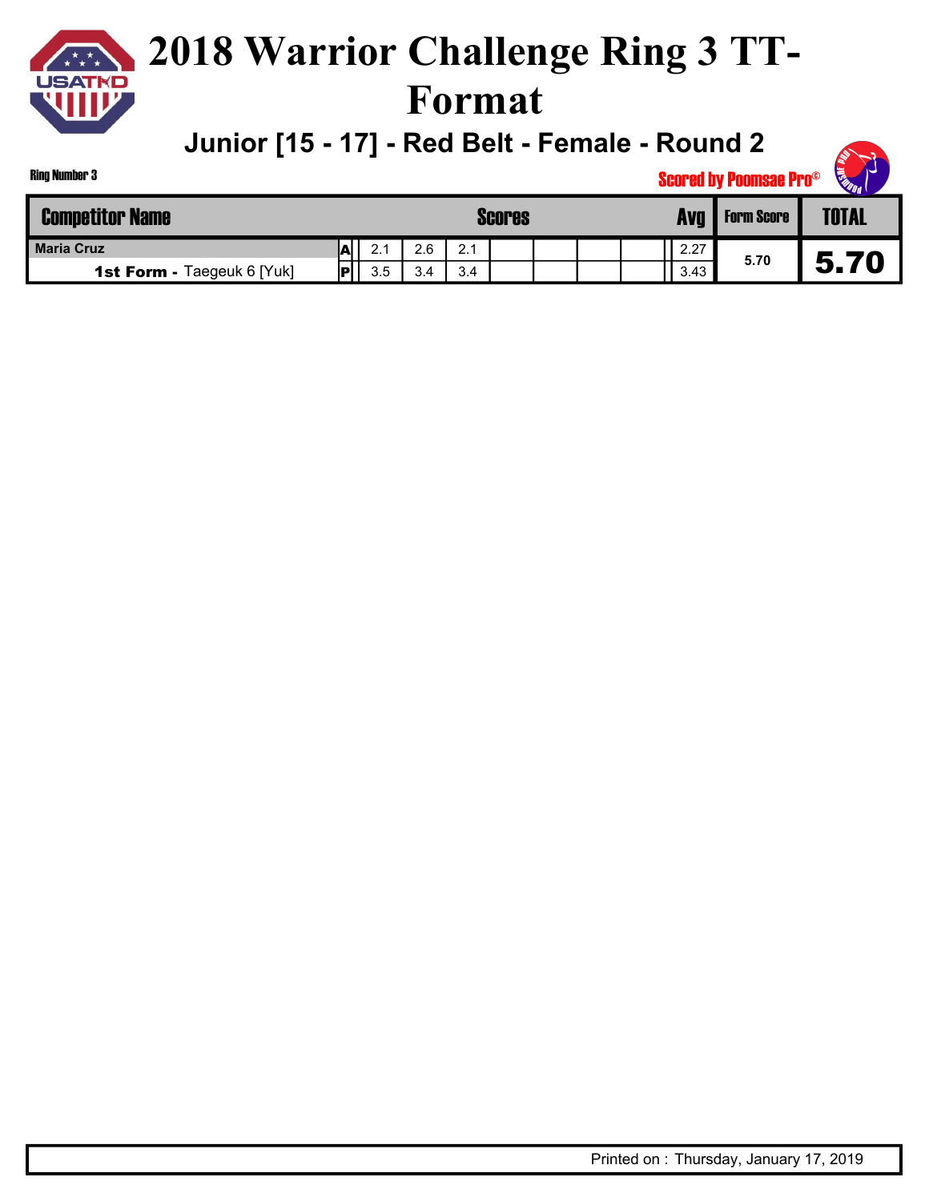# 2018 Warrior Challenge Ring 3 TT-Format

## Junior [15 - 17] - Red Belt - Female - Round 2

Ring Number 3

Scored by Poomsae Pro©

| Competitor Name | | Scores | | | | | | | Avg | Form Score | TOTAL |
|---|---|---|---|---|---|---|---|---|---|---|---|
| Maria Cruz | A | 2.1 | 2.6 | 2.1 | | | | | 2.27 | 5.70 | 5.70 |
| **1st Form -** Taegeuk 6 [Yuk] | P | 3.5 | 3.4 | 3.4 | | | | | 3.43 | | |

Printed on : Thursday, January 17, 2019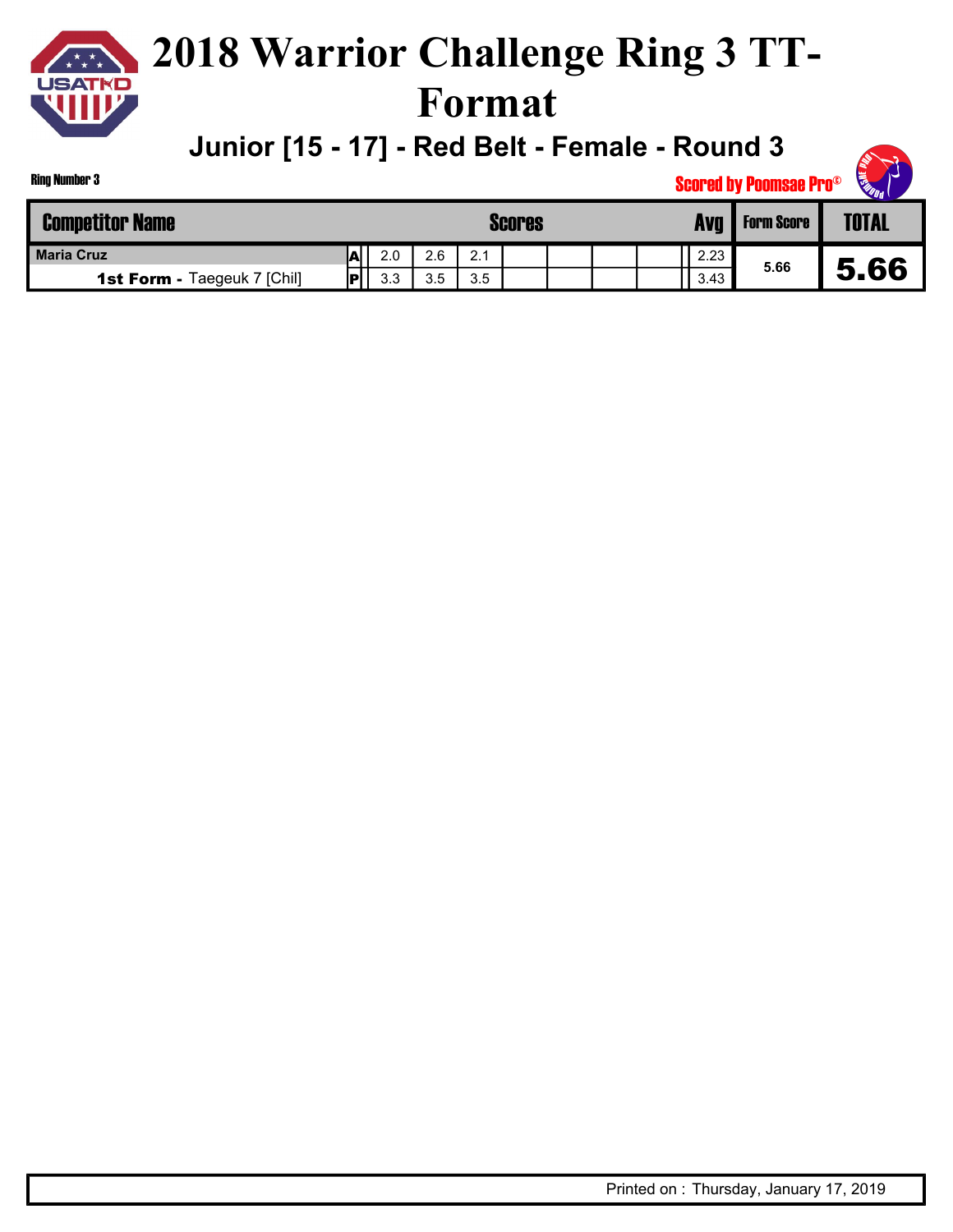# 2018 Warrior Challenge Ring 3 TT-Format

## Junior [15 - 17] - Red Belt - Female - Round 3

Ring Number 3

Scored by Poomsae Pro©

| Competitor Name | | Scores | | | | | | | Avg | Form Score | TOTAL |
|---|---|---|---|---|---|---|---|---|---|---|---|
| Maria Cruz | A | 2.0 | 2.6 | 2.1 | | | | | 2.23 | 5.66 | 5.66 |
| **1st Form -** Taegeuk 7 [Chil] | P | 3.3 | 3.5 | 3.5 | | | | | 3.43 | | |

Printed on : Thursday, January 17, 2019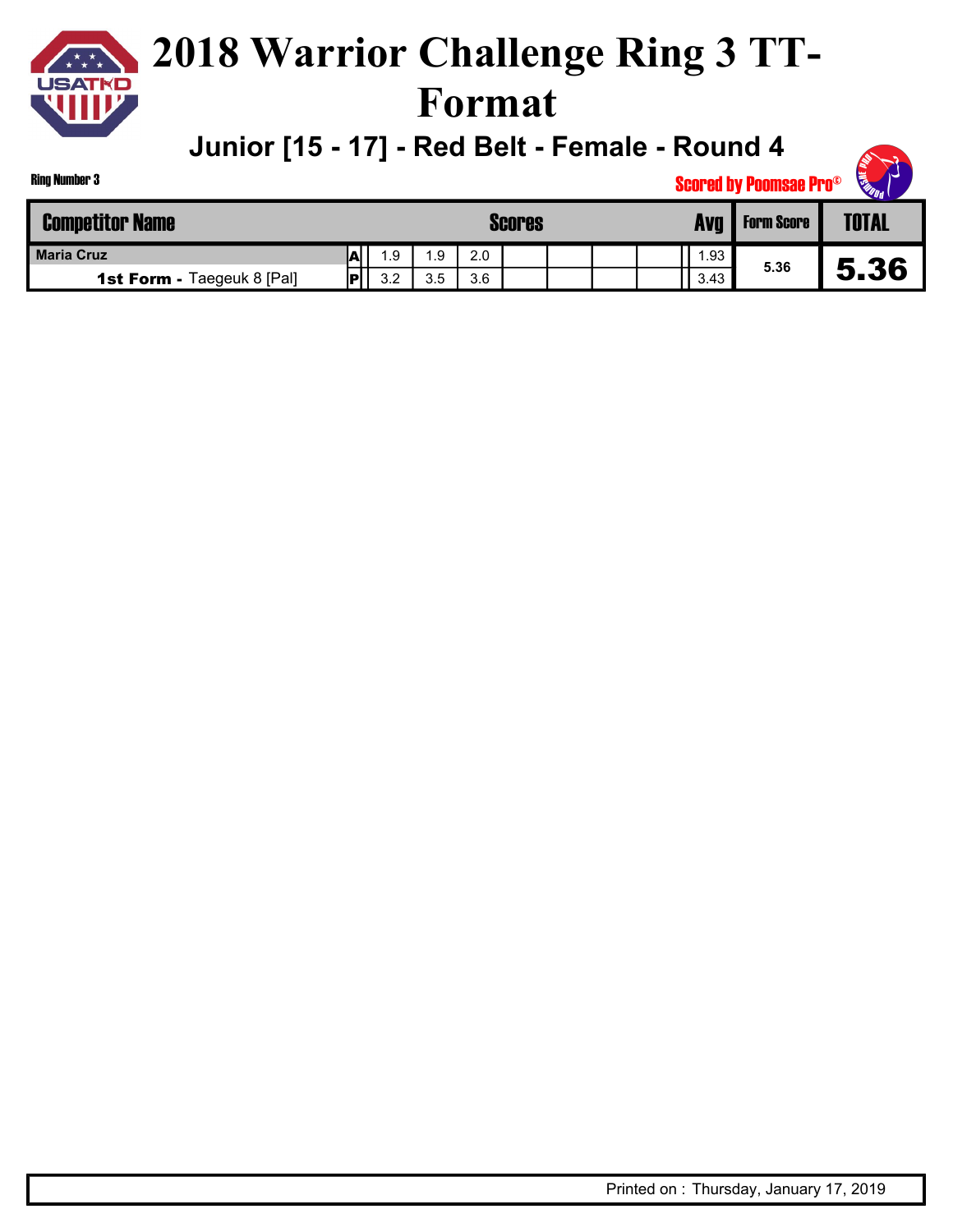# 2018 Warrior Challenge Ring 3 TT-Format

## Junior [15 - 17] - Red Belt - Female - Round 4

Ring Number 3

Scored by Poomsae Pro©

| Competitor Name | | Scores | | | | | | | | Avg | Form Score | TOTAL |
|---|---|---|---|---|---|---|---|---|---|---|---|---|
| Maria Cruz | A | 1.9 | 1.9 | 2.0 | | | | | | 1.93 | 5.36 | 5.36 |
| **1st Form -** Taegeuk 8 [Pal] | P | 3.2 | 3.5 | 3.6 | | | | | | 3.43 | | |

Printed on : Thursday, January 17, 2019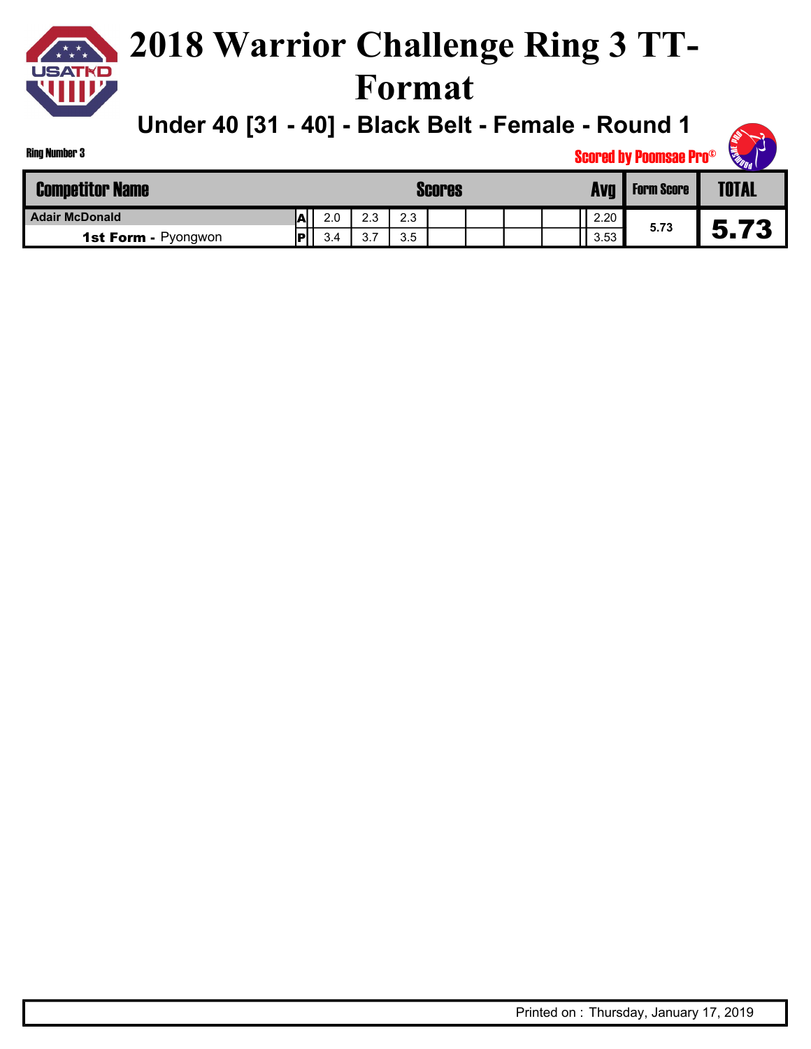# 2018 Warrior Challenge Ring 3 TT-Format

## Under 40 [31 - 40] - Black Belt - Female - Round 1

Ring Number 3

Scored by Poomsae Pro©

| Competitor Name | | Scores | | | | | | | Avg | Form Score | TOTAL |
|---|---|---|---|---|---|---|---|---|---|---|---|
| Adair McDonald | A | 2.0 | 2.3 | 2.3 | | | | | 2.20 | 5.73 | 5.73 |
| **1st Form** - Pyongwon | P | 3.4 | 3.7 | 3.5 | | | | | 3.53 | | |

Printed on : Thursday, January 17, 2019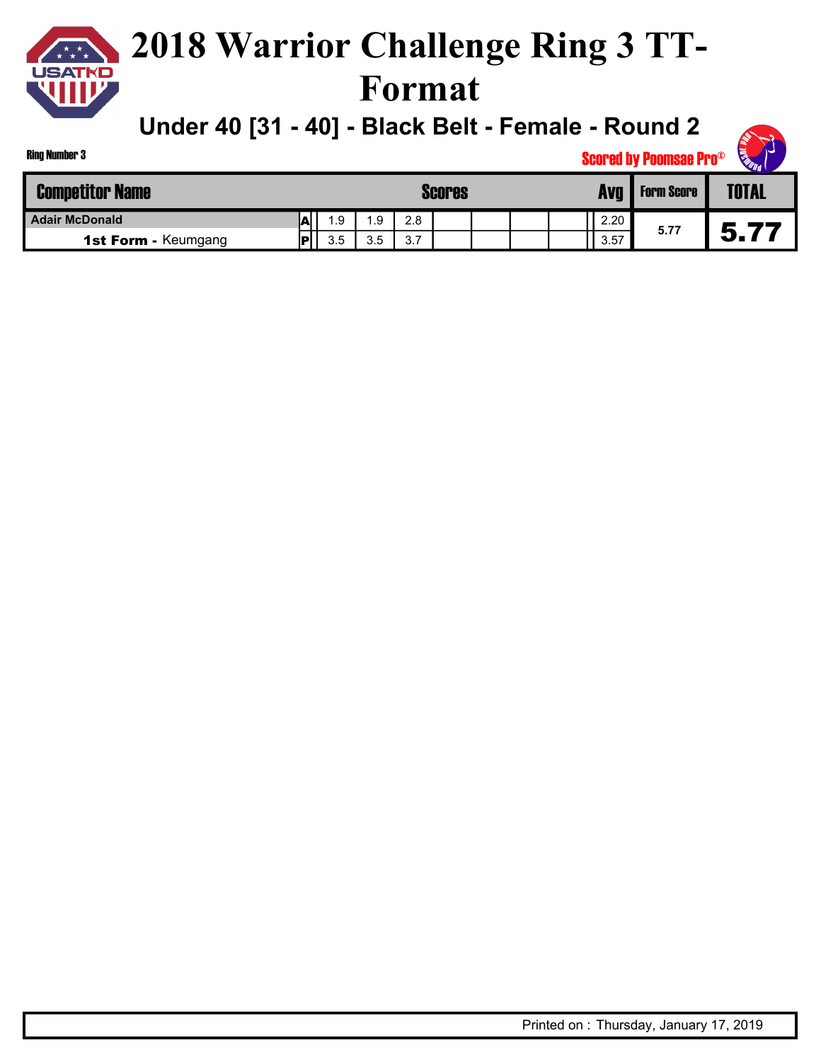# 2018 Warrior Challenge Ring 3 TT-Format

## Under 40 [31 - 40] - Black Belt - Female - Round 2

Ring Number 3

Scored by Poomsae Pro©

| Competitor Name | | Scores | | | | | | | Avg | Form Score | TOTAL |
|---|---|---|---|---|---|---|---|---|---|---|---|
| Adair McDonald | A | 1.9 | 1.9 | 2.8 | | | | | 2.20 | 5.77 | 5.77 |
| **1st Form -** Keumgang | P | 3.5 | 3.5 | 3.7 | | | | | 3.57 | | |

Printed on : Thursday, January 17, 2019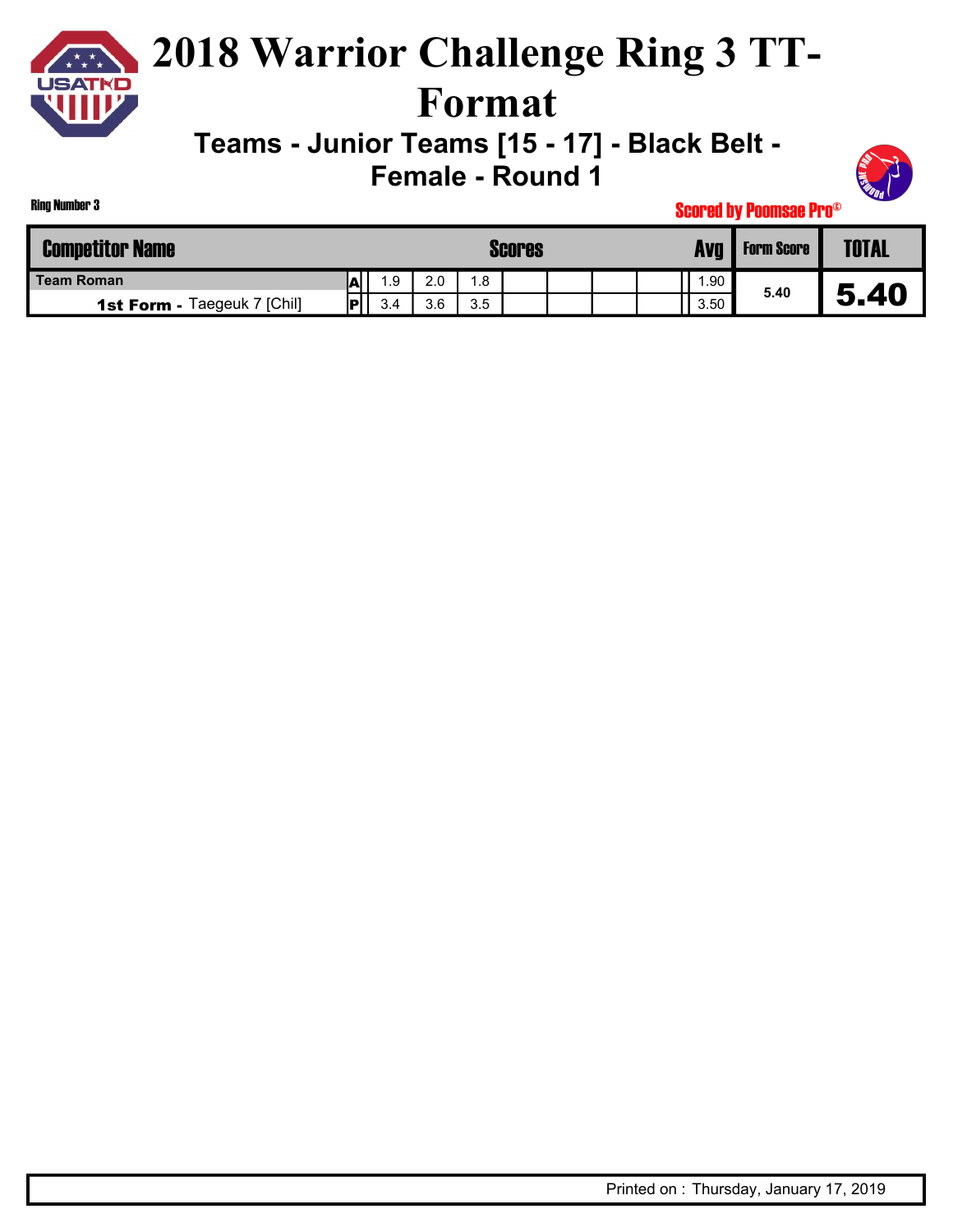# 2018 Warrior Challenge Ring 3 TT-Format

## Teams - Junior Teams [15 - 17] - Black Belt - Female - Round 1

Ring Number 3

Scored by Poomsae Pro©

| Competitor Name | | Scores | | | | | | | Avg | Form Score | TOTAL |
|---|---|---|---|---|---|---|---|---|---|---|---|
| Team Roman | A | 1.9 | 2.0 | 1.8 | | | | | 1.90 | 5.40 | 5.40 |
| **1st Form -** Taegeuk 7 [Chil] | P | 3.4 | 3.6 | 3.5 | | | | | 3.50 | | |

Printed on : Thursday, January 17, 2019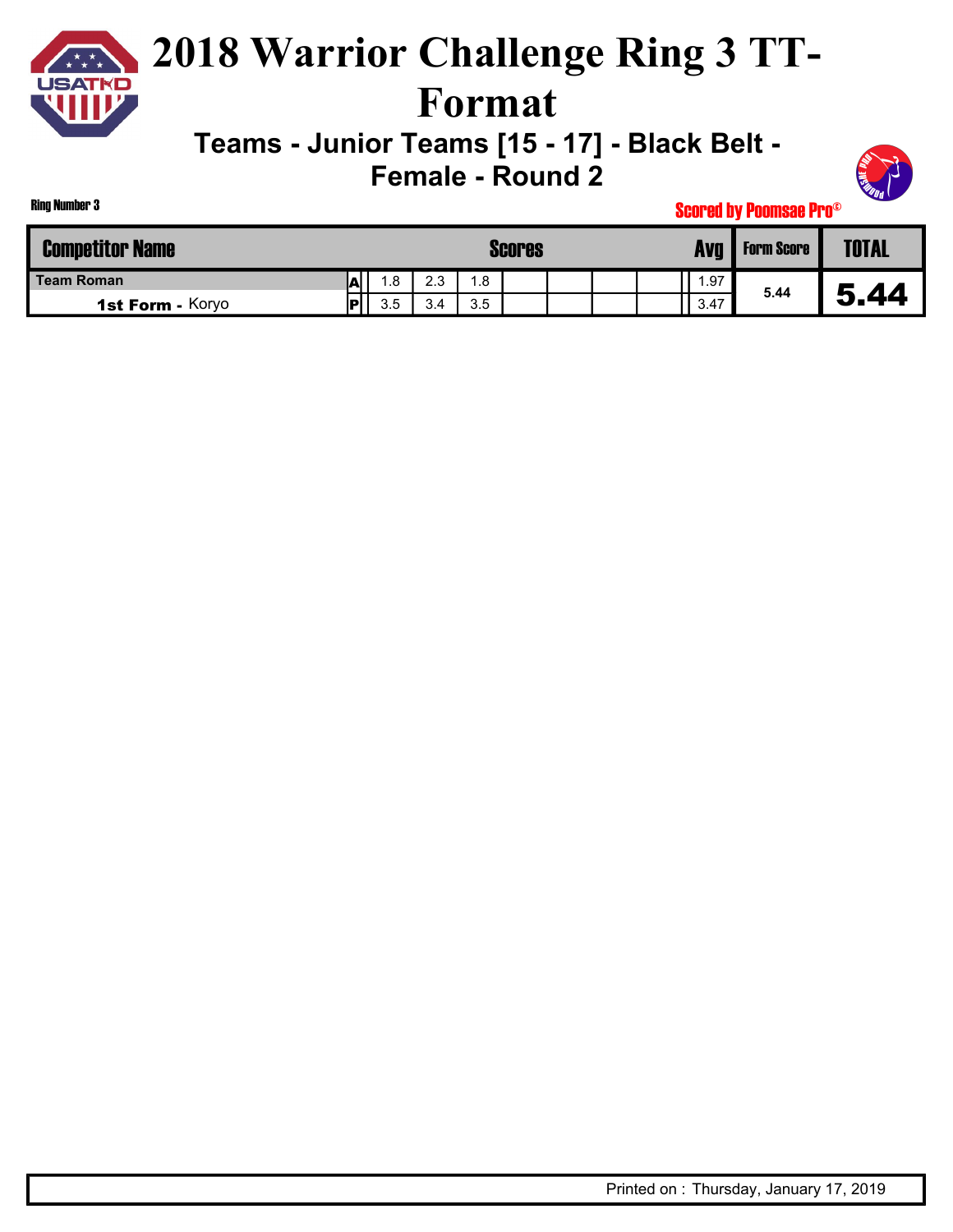# 2018 Warrior Challenge Ring 3 TT-Format

## Teams - Junior Teams [15 - 17] - Black Belt - Female - Round 2

Ring Number 3

Scored by Poomsae Pro©

| Competitor Name | | Scores | | | | | | | Avg | Form Score | TOTAL |
|---|---|---|---|---|---|---|---|---|---|---|---|
| Team Roman | A | 1.8 | 2.3 | 1.8 | | | | | 1.97 | 5.44 | 5.44 |
| **1st Form -** Koryo | P | 3.5 | 3.4 | 3.5 | | | | | 3.47 | | |

Printed on : Thursday, January 17, 2019